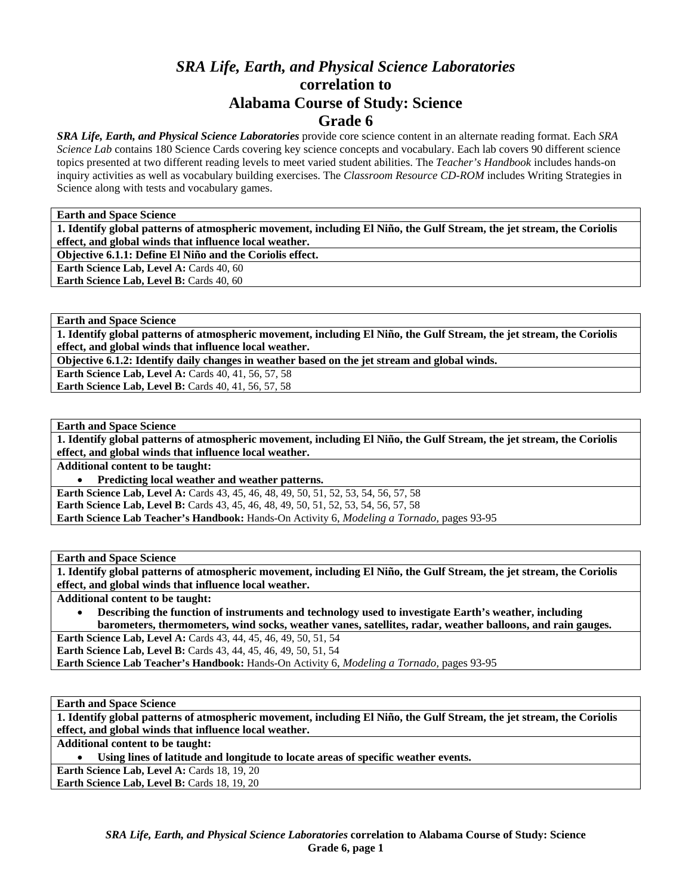# *SRA Life, Earth, and Physical Science Laboratories* correlation to Alabama Course of Study: Science Grade 6

***SRA Life, Earth, and Physical Science Laboratories*** provide core science content in an alternate reading format. Each *SRA Science Lab* contains 180 Science Cards covering key science concepts and vocabulary. Each lab covers 90 different science topics presented at two different reading levels to meet varied student abilities. The *Teacher's Handbook* includes hands-on inquiry activities as well as vocabulary building exercises. The *Classroom Resource CD-ROM* includes Writing Strategies in Science along with tests and vocabulary games.

| **Earth and Space Science** |
|---|
| **1. Identify global patterns of atmospheric movement, including El Niño, the Gulf Stream, the jet stream, the Coriolis effect, and global winds that influence local weather.** |
| **Objective 6.1.1: Define El Niño and the Coriolis effect.** |
| **Earth Science Lab, Level A:** Cards 40, 60 |
| **Earth Science Lab, Level B:** Cards 40, 60 |

| **Earth and Space Science** |
|---|
| **1. Identify global patterns of atmospheric movement, including El Niño, the Gulf Stream, the jet stream, the Coriolis effect, and global winds that influence local weather.** |
| **Objective 6.1.2: Identify daily changes in weather based on the jet stream and global winds.** |
| **Earth Science Lab, Level A:** Cards 40, 41, 56, 57, 58 |
| **Earth Science Lab, Level B:** Cards 40, 41, 56, 57, 58 |

| **Earth and Space Science** |
|---|
| **1. Identify global patterns of atmospheric movement, including El Niño, the Gulf Stream, the jet stream, the Coriolis effect, and global winds that influence local weather.** |
| **Additional content to be taught:** • **Predicting local weather and weather patterns.** |
| **Earth Science Lab, Level A:** Cards 43, 45, 46, 48, 49, 50, 51, 52, 53, 54, 56, 57, 58 |
| **Earth Science Lab, Level B:** Cards 43, 45, 46, 48, 49, 50, 51, 52, 53, 54, 56, 57, 58 |
| **Earth Science Lab Teacher's Handbook:** Hands-On Activity 6, *Modeling a Tornado,* pages 93-95 |

| **Earth and Space Science** |
|---|
| **1. Identify global patterns of atmospheric movement, including El Niño, the Gulf Stream, the jet stream, the Coriolis effect, and global winds that influence local weather.** |
| **Additional content to be taught:** • **Describing the function of instruments and technology used to investigate Earth's weather, including barometers, thermometers, wind socks, weather vanes, satellites, radar, weather balloons, and rain gauges.** |
| **Earth Science Lab, Level A:** Cards 43, 44, 45, 46, 49, 50, 51, 54 |
| **Earth Science Lab, Level B:** Cards 43, 44, 45, 46, 49, 50, 51, 54 |
| **Earth Science Lab Teacher's Handbook:** Hands-On Activity 6, *Modeling a Tornado,* pages 93-95 |

| **Earth and Space Science** |
|---|
| **1. Identify global patterns of atmospheric movement, including El Niño, the Gulf Stream, the jet stream, the Coriolis effect, and global winds that influence local weather.** |
| **Additional content to be taught:** • **Using lines of latitude and longitude to locate areas of specific weather events.** |
| **Earth Science Lab, Level A:** Cards 18, 19, 20 |
| **Earth Science Lab, Level B:** Cards 18, 19, 20 |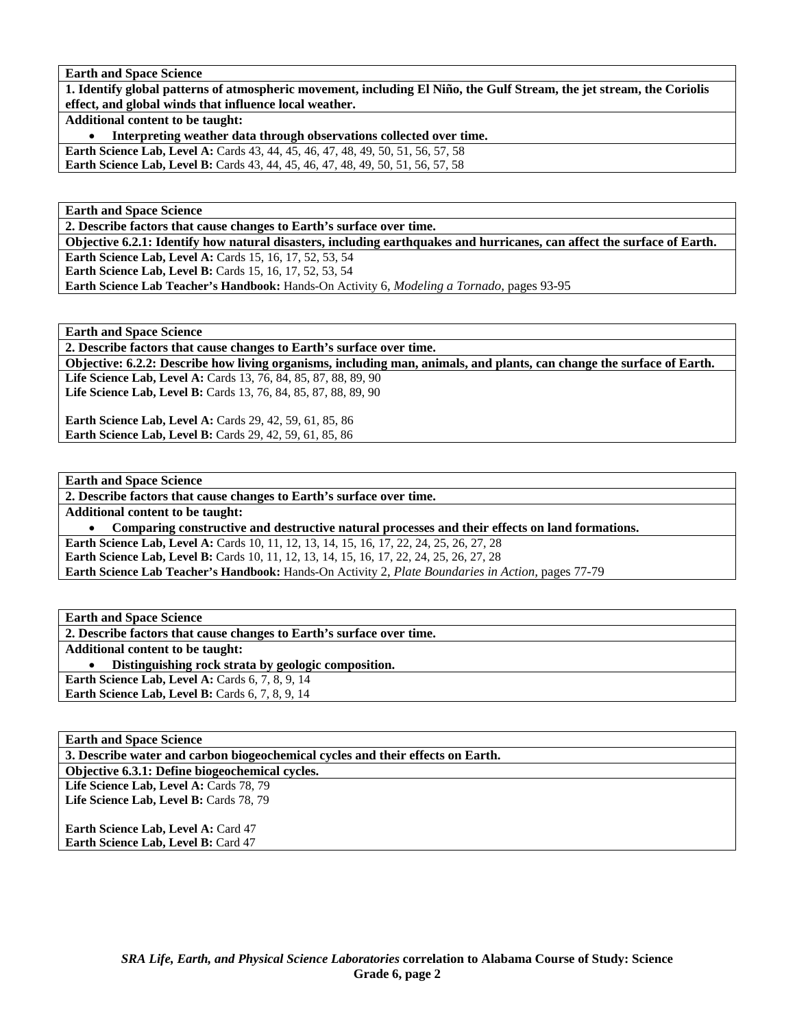**Earth and Space Science**

**1. Identify global patterns of atmospheric movement, including El Niño, the Gulf Stream, the jet stream, the Coriolis effect, and global winds that influence local weather.**

**Additional content to be taught:**

- **Interpreting weather data through observations collected over time.**

**Earth Science Lab, Level A:** Cards 43, 44, 45, 46, 47, 48, 49, 50, 51, 56, 57, 58
**Earth Science Lab, Level B:** Cards 43, 44, 45, 46, 47, 48, 49, 50, 51, 56, 57, 58

**Earth and Space Science**

**2. Describe factors that cause changes to Earth's surface over time.**

**Objective 6.2.1: Identify how natural disasters, including earthquakes and hurricanes, can affect the surface of Earth.**

**Earth Science Lab, Level A:** Cards 15, 16, 17, 52, 53, 54
**Earth Science Lab, Level B:** Cards 15, 16, 17, 52, 53, 54
**Earth Science Lab Teacher's Handbook:** Hands-On Activity 6, *Modeling a Tornado,* pages 93-95

**Earth and Space Science**

**2. Describe factors that cause changes to Earth's surface over time.**

**Objective: 6.2.2: Describe how living organisms, including man, animals, and plants, can change the surface of Earth.**

**Life Science Lab, Level A:** Cards 13, 76, 84, 85, 87, 88, 89, 90
**Life Science Lab, Level B:** Cards 13, 76, 84, 85, 87, 88, 89, 90

**Earth Science Lab, Level A:** Cards 29, 42, 59, 61, 85, 86
**Earth Science Lab, Level B:** Cards 29, 42, 59, 61, 85, 86

**Earth and Space Science**

**2. Describe factors that cause changes to Earth's surface over time.**

**Additional content to be taught:**

- **Comparing constructive and destructive natural processes and their effects on land formations.**

**Earth Science Lab, Level A:** Cards 10, 11, 12, 13, 14, 15, 16, 17, 22, 24, 25, 26, 27, 28
**Earth Science Lab, Level B:** Cards 10, 11, 12, 13, 14, 15, 16, 17, 22, 24, 25, 26, 27, 28
**Earth Science Lab Teacher's Handbook:** Hands-On Activity 2, *Plate Boundaries in Action,* pages 77-79

**Earth and Space Science**

**2. Describe factors that cause changes to Earth's surface over time.**

**Additional content to be taught:**

- **Distinguishing rock strata by geologic composition.**

**Earth Science Lab, Level A:** Cards 6, 7, 8, 9, 14
**Earth Science Lab, Level B:** Cards 6, 7, 8, 9, 14

**Earth and Space Science**

**3. Describe water and carbon biogeochemical cycles and their effects on Earth.**

**Objective 6.3.1: Define biogeochemical cycles.**

**Life Science Lab, Level A:** Cards 78, 79
**Life Science Lab, Level B:** Cards 78, 79

**Earth Science Lab, Level A:** Card 47
**Earth Science Lab, Level B:** Card 47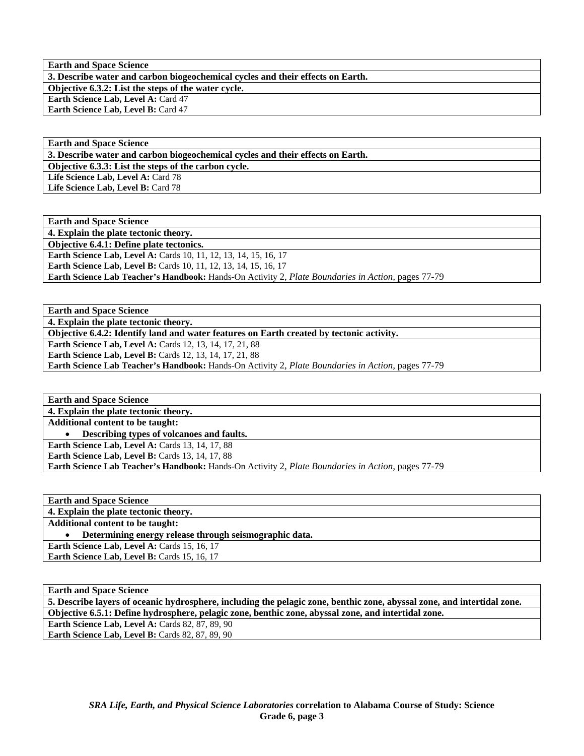| **Earth and Space Science** |
|---|
| **3. Describe water and carbon biogeochemical cycles and their effects on Earth.** |
| **Objective 6.3.2: List the steps of the water cycle.** |
| **Earth Science Lab, Level A:** Card 47<br>**Earth Science Lab, Level B:** Card 47 |

| **Earth and Space Science** |
|---|
| **3. Describe water and carbon biogeochemical cycles and their effects on Earth.** |
| **Objective 6.3.3: List the steps of the carbon cycle.** |
| **Life Science Lab, Level A:** Card 78<br>**Life Science Lab, Level B:** Card 78 |

| **Earth and Space Science** |
|---|
| **4. Explain the plate tectonic theory.** |
| **Objective 6.4.1: Define plate tectonics.** |
| **Earth Science Lab, Level A:** Cards 10, 11, 12, 13, 14, 15, 16, 17<br>**Earth Science Lab, Level B:** Cards 10, 11, 12, 13, 14, 15, 16, 17<br>**Earth Science Lab Teacher's Handbook:** Hands-On Activity 2, *Plate Boundaries in Action,* pages 77-79 |

| **Earth and Space Science** |
|---|
| **4. Explain the plate tectonic theory.** |
| **Objective 6.4.2: Identify land and water features on Earth created by tectonic activity.** |
| **Earth Science Lab, Level A:** Cards 12, 13, 14, 17, 21, 88<br>**Earth Science Lab, Level B:** Cards 12, 13, 14, 17, 21, 88<br>**Earth Science Lab Teacher's Handbook:** Hands-On Activity 2, *Plate Boundaries in Action,* pages 77-79 |

| **Earth and Space Science** |
|---|
| **4. Explain the plate tectonic theory.** |
| **Additional content to be taught:**<br>• **Describing types of volcanoes and faults.** |
| **Earth Science Lab, Level A:** Cards 13, 14, 17, 88<br>**Earth Science Lab, Level B:** Cards 13, 14, 17, 88<br>**Earth Science Lab Teacher's Handbook:** Hands-On Activity 2, *Plate Boundaries in Action,* pages 77-79 |

| **Earth and Space Science** |
|---|
| **4. Explain the plate tectonic theory.** |
| **Additional content to be taught:**<br>• **Determining energy release through seismographic data.** |
| **Earth Science Lab, Level A:** Cards 15, 16, 17<br>**Earth Science Lab, Level B:** Cards 15, 16, 17 |

| **Earth and Space Science** |
|---|
| **5. Describe layers of oceanic hydrosphere, including the pelagic zone, benthic zone, abyssal zone, and intertidal zone.** |
| **Objective 6.5.1: Define hydrosphere, pelagic zone, benthic zone, abyssal zone, and intertidal zone.** |
| **Earth Science Lab, Level A:** Cards 82, 87, 89, 90<br>**Earth Science Lab, Level B:** Cards 82, 87, 89, 90 |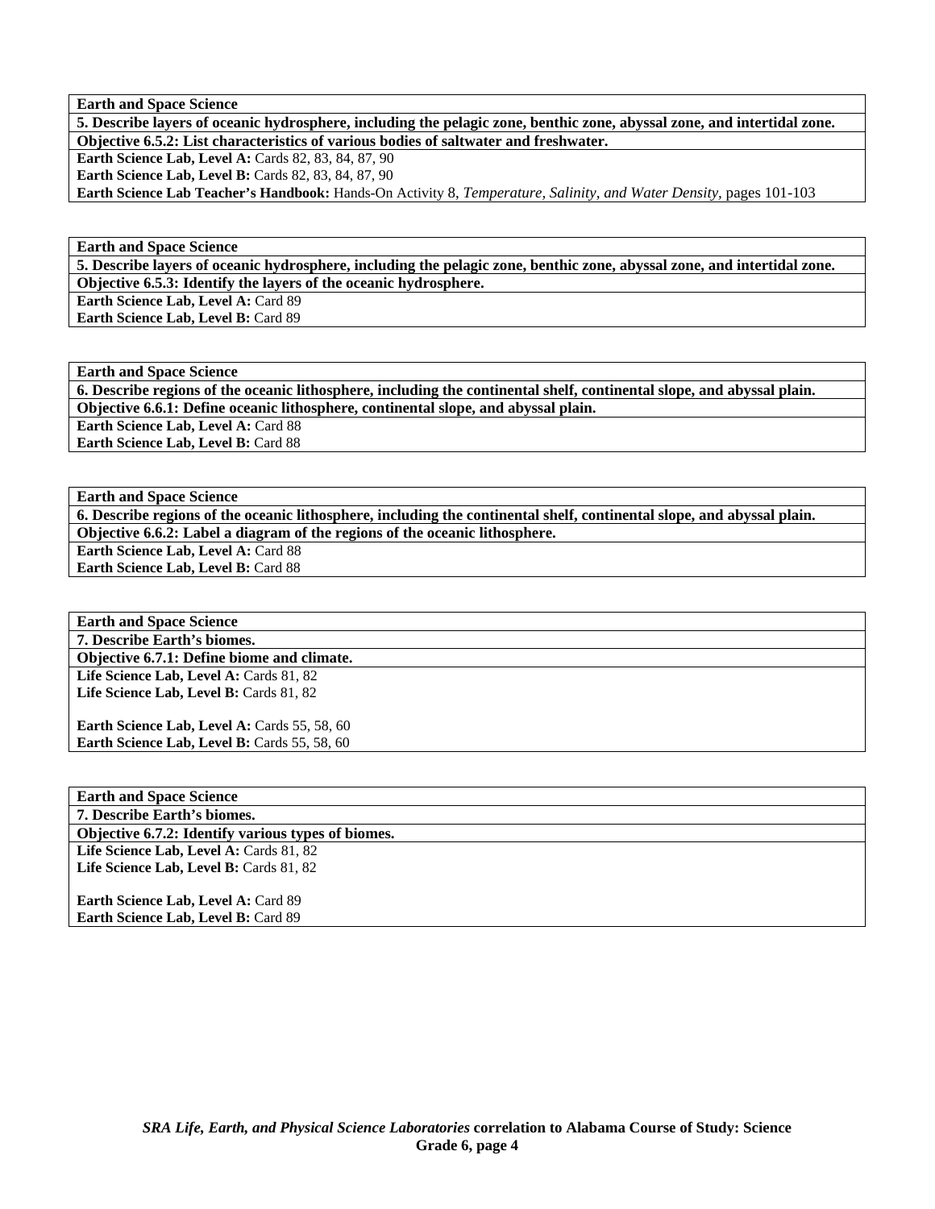| **Earth and Space Science** |
|---|
| **5. Describe layers of oceanic hydrosphere, including the pelagic zone, benthic zone, abyssal zone, and intertidal zone.** |
| **Objective 6.5.2: List characteristics of various bodies of saltwater and freshwater.** |
| **Earth Science Lab, Level A:** Cards 82, 83, 84, 87, 90<br>**Earth Science Lab, Level B:** Cards 82, 83, 84, 87, 90<br>**Earth Science Lab Teacher's Handbook:** Hands-On Activity 8, *Temperature, Salinity, and Water Density*, pages 101-103 |

| **Earth and Space Science** |
|---|
| **5. Describe layers of oceanic hydrosphere, including the pelagic zone, benthic zone, abyssal zone, and intertidal zone.** |
| **Objective 6.5.3: Identify the layers of the oceanic hydrosphere.** |
| **Earth Science Lab, Level A:** Card 89<br>**Earth Science Lab, Level B:** Card 89 |

| **Earth and Space Science** |
|---|
| **6. Describe regions of the oceanic lithosphere, including the continental shelf, continental slope, and abyssal plain.** |
| **Objective 6.6.1: Define oceanic lithosphere, continental slope, and abyssal plain.** |
| **Earth Science Lab, Level A:** Card 88<br>**Earth Science Lab, Level B:** Card 88 |

| **Earth and Space Science** |
|---|
| **6. Describe regions of the oceanic lithosphere, including the continental shelf, continental slope, and abyssal plain.** |
| **Objective 6.6.2: Label a diagram of the regions of the oceanic lithosphere.** |
| **Earth Science Lab, Level A:** Card 88<br>**Earth Science Lab, Level B:** Card 88 |

| **Earth and Space Science** |
|---|
| **7. Describe Earth's biomes.** |
| **Objective 6.7.1: Define biome and climate.** |
| **Life Science Lab, Level A:** Cards 81, 82<br>**Life Science Lab, Level B:** Cards 81, 82<br><br>**Earth Science Lab, Level A:** Cards 55, 58, 60<br>**Earth Science Lab, Level B:** Cards 55, 58, 60 |

| **Earth and Space Science** |
|---|
| **7. Describe Earth's biomes.** |
| **Objective 6.7.2: Identify various types of biomes.** |
| **Life Science Lab, Level A:** Cards 81, 82<br>**Life Science Lab, Level B:** Cards 81, 82<br><br>**Earth Science Lab, Level A:** Card 89<br>**Earth Science Lab, Level B:** Card 89 |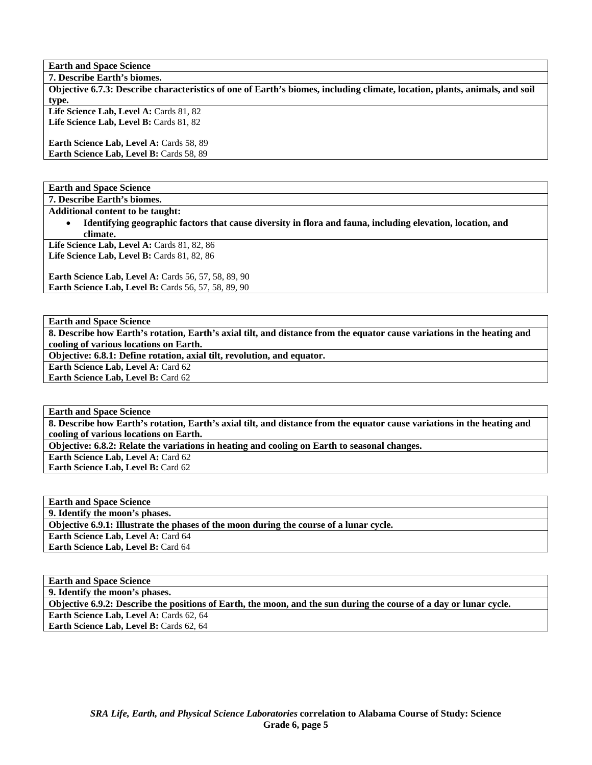| **Earth and Space Science** |
|---|
| **7. Describe Earth's biomes.** |
| **Objective 6.7.3: Describe characteristics of one of Earth's biomes, including climate, location, plants, animals, and soil type.** |
| **Life Science Lab, Level A:** Cards 81, 82<br>**Life Science Lab, Level B:** Cards 81, 82<br><br>**Earth Science Lab, Level A:** Cards 58, 89<br>**Earth Science Lab, Level B:** Cards 58, 89 |

| **Earth and Space Science** |
|---|
| **7. Describe Earth's biomes.** |
| **Additional content to be taught:**<br>• **Identifying geographic factors that cause diversity in flora and fauna, including elevation, location, and climate.** |
| **Life Science Lab, Level A:** Cards 81, 82, 86<br>**Life Science Lab, Level B:** Cards 81, 82, 86<br><br>**Earth Science Lab, Level A:** Cards 56, 57, 58, 89, 90<br>**Earth Science Lab, Level B:** Cards 56, 57, 58, 89, 90 |

| **Earth and Space Science** |
|---|
| **8. Describe how Earth's rotation, Earth's axial tilt, and distance from the equator cause variations in the heating and cooling of various locations on Earth.** |
| **Objective: 6.8.1: Define rotation, axial tilt, revolution, and equator.** |
| **Earth Science Lab, Level A:** Card 62<br>**Earth Science Lab, Level B:** Card 62 |

| **Earth and Space Science** |
|---|
| **8. Describe how Earth's rotation, Earth's axial tilt, and distance from the equator cause variations in the heating and cooling of various locations on Earth.** |
| **Objective: 6.8.2: Relate the variations in heating and cooling on Earth to seasonal changes.** |
| **Earth Science Lab, Level A:** Card 62<br>**Earth Science Lab, Level B:** Card 62 |

| **Earth and Space Science** |
|---|
| **9. Identify the moon's phases.** |
| **Objective 6.9.1: Illustrate the phases of the moon during the course of a lunar cycle.** |
| **Earth Science Lab, Level A:** Card 64<br>**Earth Science Lab, Level B:** Card 64 |

| **Earth and Space Science** |
|---|
| **9. Identify the moon's phases.** |
| **Objective 6.9.2: Describe the positions of Earth, the moon, and the sun during the course of a day or lunar cycle.** |
| **Earth Science Lab, Level A:** Cards 62, 64<br>**Earth Science Lab, Level B:** Cards 62, 64 |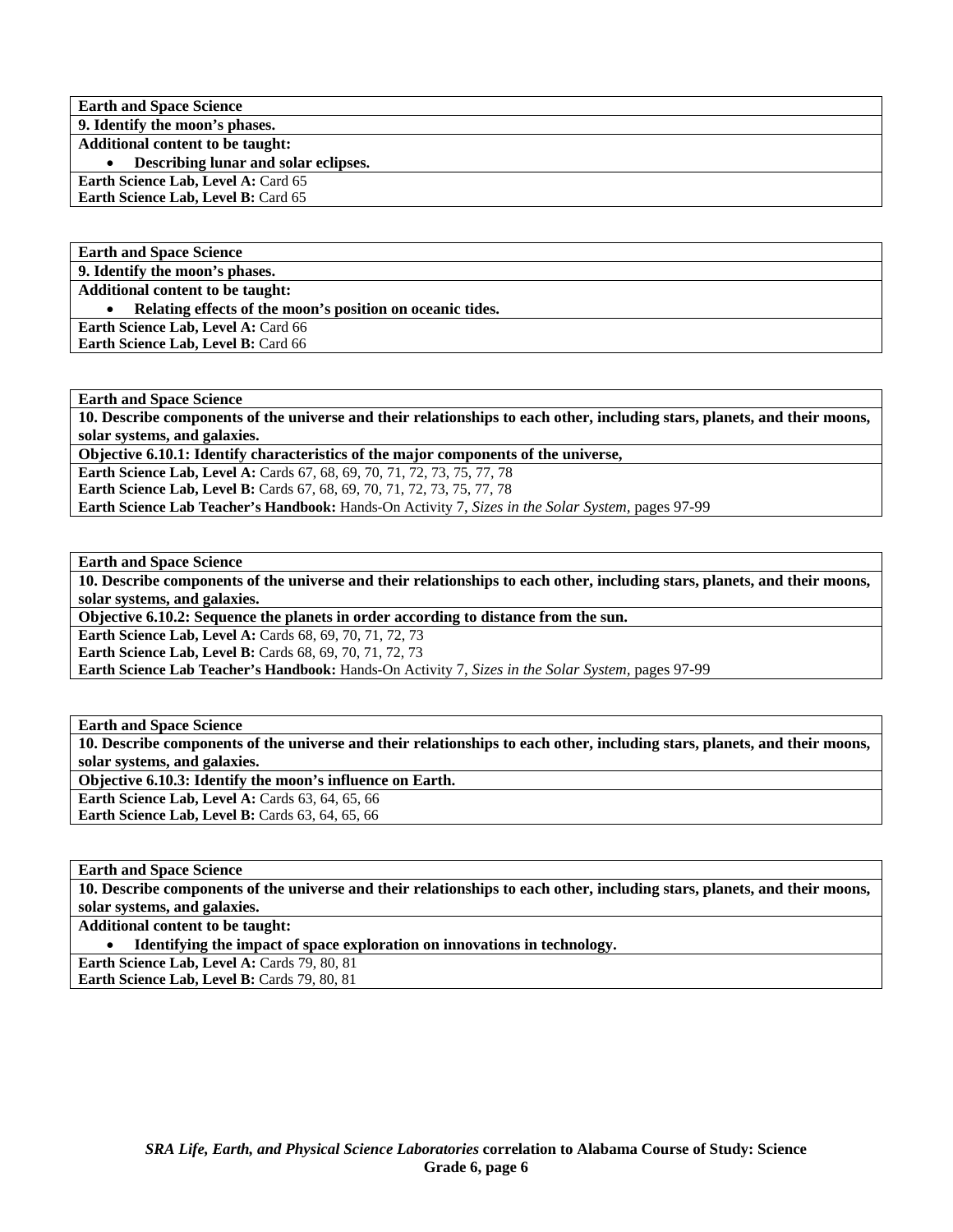| **Earth and Space Science** |
|---|
| **9. Identify the moon's phases.** |
| **Additional content to be taught:**<br>• **Describing lunar and solar eclipses.** |
| **Earth Science Lab, Level A:** Card 65<br>**Earth Science Lab, Level B:** Card 65 |

| **Earth and Space Science** |
|---|
| **9. Identify the moon's phases.** |
| **Additional content to be taught:**<br>• **Relating effects of the moon's position on oceanic tides.** |
| **Earth Science Lab, Level A:** Card 66<br>**Earth Science Lab, Level B:** Card 66 |

| **Earth and Space Science** |
|---|
| **10. Describe components of the universe and their relationships to each other, including stars, planets, and their moons, solar systems, and galaxies.** |
| **Objective 6.10.1: Identify characteristics of the major components of the universe,** |
| **Earth Science Lab, Level A:** Cards 67, 68, 69, 70, 71, 72, 73, 75, 77, 78<br>**Earth Science Lab, Level B:** Cards 67, 68, 69, 70, 71, 72, 73, 75, 77, 78<br>**Earth Science Lab Teacher's Handbook:** Hands-On Activity 7, *Sizes in the Solar System,* pages 97-99 |

| **Earth and Space Science** |
|---|
| **10. Describe components of the universe and their relationships to each other, including stars, planets, and their moons, solar systems, and galaxies.** |
| **Objective 6.10.2: Sequence the planets in order according to distance from the sun.** |
| **Earth Science Lab, Level A:** Cards 68, 69, 70, 71, 72, 73<br>**Earth Science Lab, Level B:** Cards 68, 69, 70, 71, 72, 73<br>**Earth Science Lab Teacher's Handbook:** Hands-On Activity 7, *Sizes in the Solar System,* pages 97-99 |

| **Earth and Space Science** |
|---|
| **10. Describe components of the universe and their relationships to each other, including stars, planets, and their moons, solar systems, and galaxies.** |
| **Objective 6.10.3: Identify the moon's influence on Earth.** |
| **Earth Science Lab, Level A:** Cards 63, 64, 65, 66<br>**Earth Science Lab, Level B:** Cards 63, 64, 65, 66 |

| **Earth and Space Science** |
|---|
| **10. Describe components of the universe and their relationships to each other, including stars, planets, and their moons, solar systems, and galaxies.** |
| **Additional content to be taught:**<br>• **Identifying the impact of space exploration on innovations in technology.** |
| **Earth Science Lab, Level A:** Cards 79, 80, 81<br>**Earth Science Lab, Level B:** Cards 79, 80, 81 |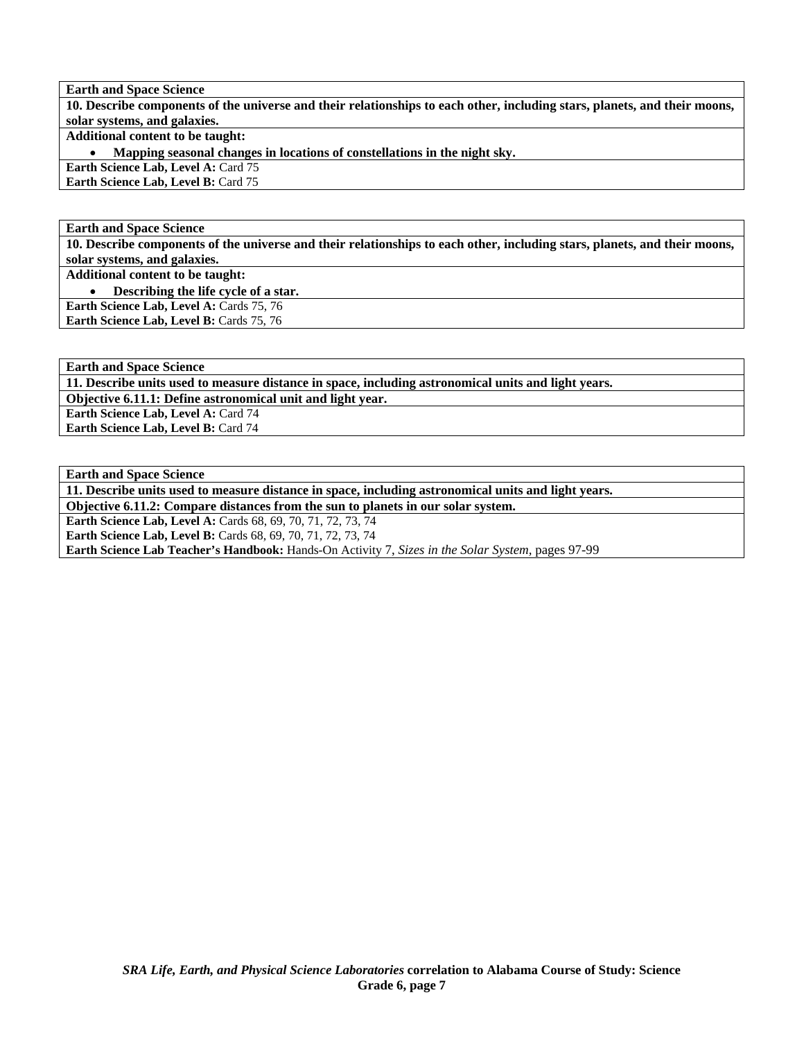**Earth and Space Science**

**10. Describe components of the universe and their relationships to each other, including stars, planets, and their moons, solar systems, and galaxies.**

**Additional content to be taught:**

- **Mapping seasonal changes in locations of constellations in the night sky.**

**Earth Science Lab, Level A:** Card 75
**Earth Science Lab, Level B:** Card 75

**Earth and Space Science**

**10. Describe components of the universe and their relationships to each other, including stars, planets, and their moons, solar systems, and galaxies.**

**Additional content to be taught:**

- **Describing the life cycle of a star.**

**Earth Science Lab, Level A:** Cards 75, 76
**Earth Science Lab, Level B:** Cards 75, 76

**Earth and Space Science**

**11. Describe units used to measure distance in space, including astronomical units and light years.**

**Objective 6.11.1: Define astronomical unit and light year.**

**Earth Science Lab, Level A:** Card 74
**Earth Science Lab, Level B:** Card 74

**Earth and Space Science**

**11. Describe units used to measure distance in space, including astronomical units and light years.**

**Objective 6.11.2: Compare distances from the sun to planets in our solar system.**

**Earth Science Lab, Level A:** Cards 68, 69, 70, 71, 72, 73, 74
**Earth Science Lab, Level B:** Cards 68, 69, 70, 71, 72, 73, 74
**Earth Science Lab Teacher's Handbook:** Hands-On Activity 7, *Sizes in the Solar System,* pages 97-99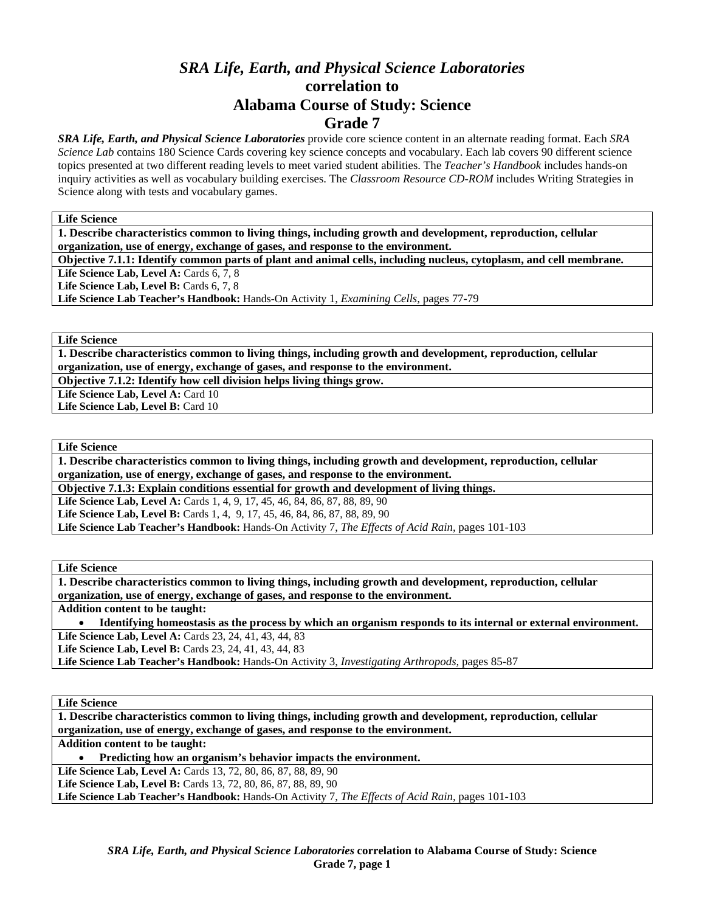# *SRA Life, Earth, and Physical Science Laboratories* correlation to Alabama Course of Study: Science Grade 7

***SRA Life, Earth, and Physical Science Laboratories*** provide core science content in an alternate reading format. Each *SRA Science Lab* contains 180 Science Cards covering key science concepts and vocabulary. Each lab covers 90 different science topics presented at two different reading levels to meet varied student abilities. The *Teacher's Handbook* includes hands-on inquiry activities as well as vocabulary building exercises. The *Classroom Resource CD-ROM* includes Writing Strategies in Science along with tests and vocabulary games.

**Life Science**

**1. Describe characteristics common to living things, including growth and development, reproduction, cellular organization, use of energy, exchange of gases, and response to the environment.**

**Objective 7.1.1: Identify common parts of plant and animal cells, including nucleus, cytoplasm, and cell membrane.**

**Life Science Lab, Level A:** Cards 6, 7, 8
**Life Science Lab, Level B:** Cards 6, 7, 8
**Life Science Lab Teacher's Handbook:** Hands-On Activity 1, *Examining Cells,* pages 77-79

**Life Science**

**1. Describe characteristics common to living things, including growth and development, reproduction, cellular organization, use of energy, exchange of gases, and response to the environment.**

**Objective 7.1.2: Identify how cell division helps living things grow.**

**Life Science Lab, Level A:** Card 10
**Life Science Lab, Level B:** Card 10

**Life Science**

**1. Describe characteristics common to living things, including growth and development, reproduction, cellular organization, use of energy, exchange of gases, and response to the environment.**

**Objective 7.1.3: Explain conditions essential for growth and development of living things.**

**Life Science Lab, Level A:** Cards 1, 4, 9, 17, 45, 46, 84, 86, 87, 88, 89, 90
**Life Science Lab, Level B:** Cards 1, 4, 9, 17, 45, 46, 84, 86, 87, 88, 89, 90
**Life Science Lab Teacher's Handbook:** Hands-On Activity 7, *The Effects of Acid Rain,* pages 101-103

**Life Science**

**1. Describe characteristics common to living things, including growth and development, reproduction, cellular organization, use of energy, exchange of gases, and response to the environment.**

**Addition content to be taught:**

- **Identifying homeostasis as the process by which an organism responds to its internal or external environment.**

**Life Science Lab, Level A:** Cards 23, 24, 41, 43, 44, 83
**Life Science Lab, Level B:** Cards 23, 24, 41, 43, 44, 83
**Life Science Lab Teacher's Handbook:** Hands-On Activity 3, *Investigating Arthropods,* pages 85-87

**Life Science**

**1. Describe characteristics common to living things, including growth and development, reproduction, cellular organization, use of energy, exchange of gases, and response to the environment.**

**Addition content to be taught:**

- **Predicting how an organism's behavior impacts the environment.**

**Life Science Lab, Level A:** Cards 13, 72, 80, 86, 87, 88, 89, 90
**Life Science Lab, Level B:** Cards 13, 72, 80, 86, 87, 88, 89, 90
**Life Science Lab Teacher's Handbook:** Hands-On Activity 7, *The Effects of Acid Rain,* pages 101-103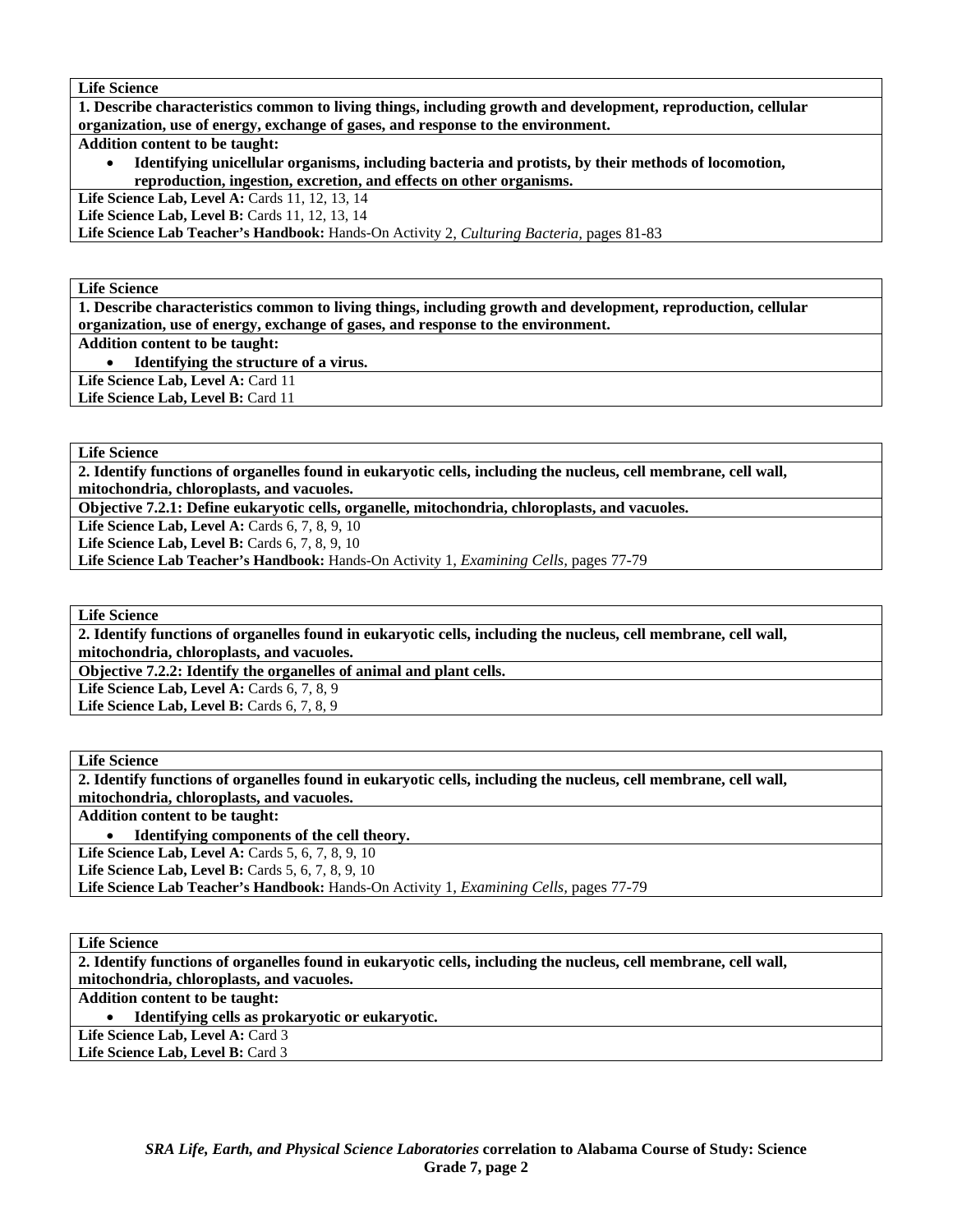**Life Science**

**1. Describe characteristics common to living things, including growth and development, reproduction, cellular organization, use of energy, exchange of gases, and response to the environment.**

**Addition content to be taught:**

- **Identifying unicellular organisms, including bacteria and protists, by their methods of locomotion, reproduction, ingestion, excretion, and effects on other organisms.**

**Life Science Lab, Level A:** Cards 11, 12, 13, 14
**Life Science Lab, Level B:** Cards 11, 12, 13, 14
**Life Science Lab Teacher's Handbook:** Hands-On Activity 2, *Culturing Bacteria,* pages 81-83

**Life Science**

**1. Describe characteristics common to living things, including growth and development, reproduction, cellular organization, use of energy, exchange of gases, and response to the environment.**

**Addition content to be taught:**

- **Identifying the structure of a virus.**

**Life Science Lab, Level A:** Card 11
**Life Science Lab, Level B:** Card 11

**Life Science**

**2. Identify functions of organelles found in eukaryotic cells, including the nucleus, cell membrane, cell wall, mitochondria, chloroplasts, and vacuoles.**

**Objective 7.2.1: Define eukaryotic cells, organelle, mitochondria, chloroplasts, and vacuoles.**

**Life Science Lab, Level A:** Cards 6, 7, 8, 9, 10
**Life Science Lab, Level B:** Cards 6, 7, 8, 9, 10
**Life Science Lab Teacher's Handbook:** Hands-On Activity 1, *Examining Cells,* pages 77-79

**Life Science**

**2. Identify functions of organelles found in eukaryotic cells, including the nucleus, cell membrane, cell wall, mitochondria, chloroplasts, and vacuoles.**

**Objective 7.2.2: Identify the organelles of animal and plant cells.**

**Life Science Lab, Level A:** Cards 6, 7, 8, 9
**Life Science Lab, Level B:** Cards 6, 7, 8, 9

**Life Science**

**2. Identify functions of organelles found in eukaryotic cells, including the nucleus, cell membrane, cell wall, mitochondria, chloroplasts, and vacuoles.**

**Addition content to be taught:**

- **Identifying components of the cell theory.**

**Life Science Lab, Level A:** Cards 5, 6, 7, 8, 9, 10
**Life Science Lab, Level B:** Cards 5, 6, 7, 8, 9, 10
**Life Science Lab Teacher's Handbook:** Hands-On Activity 1, *Examining Cells,* pages 77-79

**Life Science**

**2. Identify functions of organelles found in eukaryotic cells, including the nucleus, cell membrane, cell wall, mitochondria, chloroplasts, and vacuoles.**

**Addition content to be taught:**

- **Identifying cells as prokaryotic or eukaryotic.**

**Life Science Lab, Level A:** Card 3
**Life Science Lab, Level B:** Card 3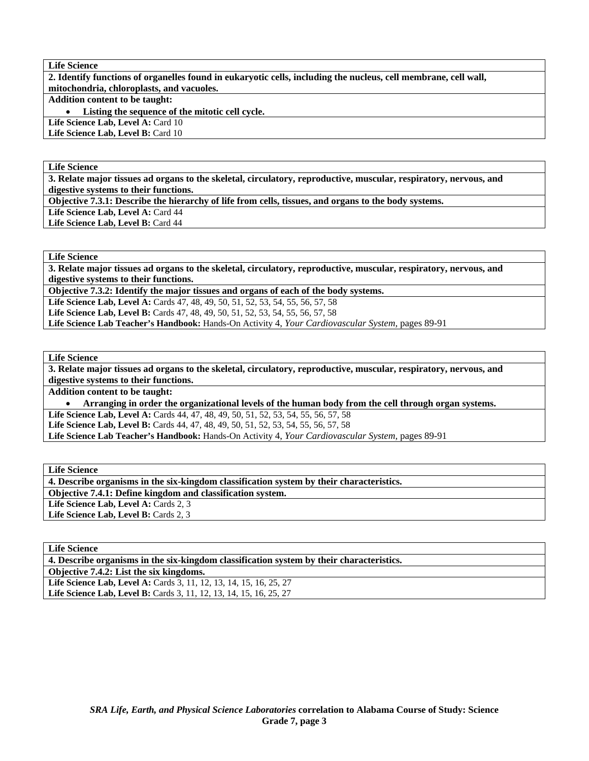**Life Science**

**2. Identify functions of organelles found in eukaryotic cells, including the nucleus, cell membrane, cell wall, mitochondria, chloroplasts, and vacuoles.**

**Addition content to be taught:**

- **Listing the sequence of the mitotic cell cycle.**

**Life Science Lab, Level A:** Card 10
**Life Science Lab, Level B:** Card 10

**Life Science**

**3. Relate major tissues ad organs to the skeletal, circulatory, reproductive, muscular, respiratory, nervous, and digestive systems to their functions.**

**Objective 7.3.1: Describe the hierarchy of life from cells, tissues, and organs to the body systems.**

**Life Science Lab, Level A:** Card 44
**Life Science Lab, Level B:** Card 44

**Life Science**

**3. Relate major tissues ad organs to the skeletal, circulatory, reproductive, muscular, respiratory, nervous, and digestive systems to their functions.**

**Objective 7.3.2: Identify the major tissues and organs of each of the body systems.**

**Life Science Lab, Level A:** Cards 47, 48, 49, 50, 51, 52, 53, 54, 55, 56, 57, 58
**Life Science Lab, Level B:** Cards 47, 48, 49, 50, 51, 52, 53, 54, 55, 56, 57, 58
**Life Science Lab Teacher's Handbook:** Hands-On Activity 4, *Your Cardiovascular System,* pages 89-91

**Life Science**

**3. Relate major tissues ad organs to the skeletal, circulatory, reproductive, muscular, respiratory, nervous, and digestive systems to their functions.**

**Addition content to be taught:**

- **Arranging in order the organizational levels of the human body from the cell through organ systems.**

**Life Science Lab, Level A:** Cards 44, 47, 48, 49, 50, 51, 52, 53, 54, 55, 56, 57, 58
**Life Science Lab, Level B:** Cards 44, 47, 48, 49, 50, 51, 52, 53, 54, 55, 56, 57, 58
**Life Science Lab Teacher's Handbook:** Hands-On Activity 4, *Your Cardiovascular System,* pages 89-91

**Life Science**

**4. Describe organisms in the six-kingdom classification system by their characteristics.**

**Objective 7.4.1: Define kingdom and classification system.**

**Life Science Lab, Level A:** Cards 2, 3
**Life Science Lab, Level B:** Cards 2, 3

**Life Science**

**4. Describe organisms in the six-kingdom classification system by their characteristics.**

**Objective 7.4.2: List the six kingdoms.**

**Life Science Lab, Level A:** Cards 3, 11, 12, 13, 14, 15, 16, 25, 27
**Life Science Lab, Level B:** Cards 3, 11, 12, 13, 14, 15, 16, 25, 27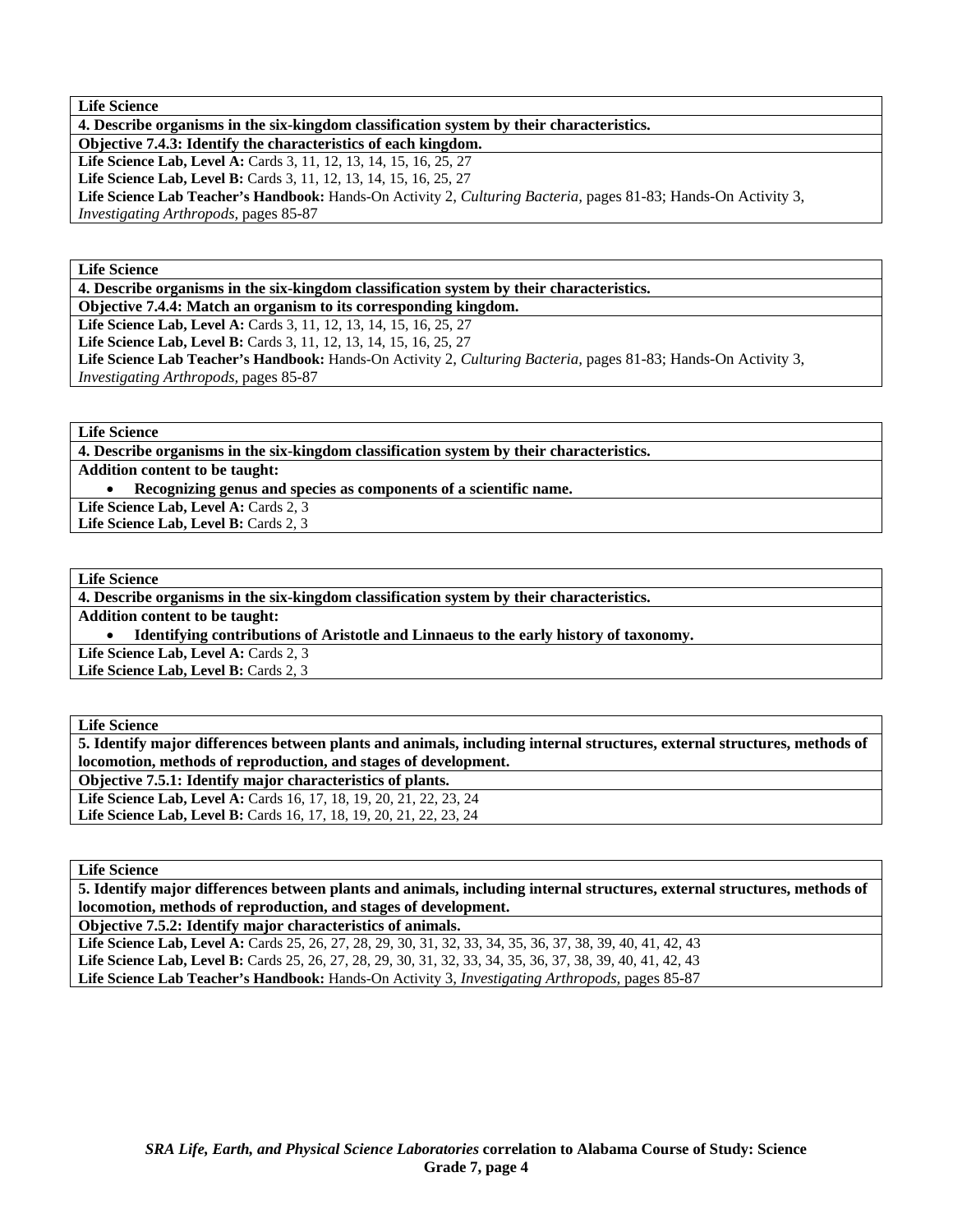| **Life Science** |
|---|
| **4. Describe organisms in the six-kingdom classification system by their characteristics.** |
| **Objective 7.4.3: Identify the characteristics of each kingdom.** |
| **Life Science Lab, Level A:** Cards 3, 11, 12, 13, 14, 15, 16, 25, 27<br>**Life Science Lab, Level B:** Cards 3, 11, 12, 13, 14, 15, 16, 25, 27<br>**Life Science Lab Teacher's Handbook:** Hands-On Activity 2, *Culturing Bacteria,* pages 81-83; Hands-On Activity 3, *Investigating Arthropods,* pages 85-87 |

| **Life Science** |
|---|
| **4. Describe organisms in the six-kingdom classification system by their characteristics.** |
| **Objective 7.4.4: Match an organism to its corresponding kingdom.** |
| **Life Science Lab, Level A:** Cards 3, 11, 12, 13, 14, 15, 16, 25, 27<br>**Life Science Lab, Level B:** Cards 3, 11, 12, 13, 14, 15, 16, 25, 27<br>**Life Science Lab Teacher's Handbook:** Hands-On Activity 2, *Culturing Bacteria,* pages 81-83; Hands-On Activity 3, *Investigating Arthropods,* pages 85-87 |

| **Life Science** |
|---|
| **4. Describe organisms in the six-kingdom classification system by their characteristics.** |
| **Addition content to be taught:**<br>• **Recognizing genus and species as components of a scientific name.** |
| **Life Science Lab, Level A:** Cards 2, 3<br>**Life Science Lab, Level B:** Cards 2, 3 |

| **Life Science** |
|---|
| **4. Describe organisms in the six-kingdom classification system by their characteristics.** |
| **Addition content to be taught:**<br>• **Identifying contributions of Aristotle and Linnaeus to the early history of taxonomy.** |
| **Life Science Lab, Level A:** Cards 2, 3<br>**Life Science Lab, Level B:** Cards 2, 3 |

| **Life Science** |
|---|
| **5. Identify major differences between plants and animals, including internal structures, external structures, methods of locomotion, methods of reproduction, and stages of development.** |
| **Objective 7.5.1: Identify major characteristics of plants.** |
| **Life Science Lab, Level A:** Cards 16, 17, 18, 19, 20, 21, 22, 23, 24<br>**Life Science Lab, Level B:** Cards 16, 17, 18, 19, 20, 21, 22, 23, 24 |

| **Life Science** |
|---|
| **5. Identify major differences between plants and animals, including internal structures, external structures, methods of locomotion, methods of reproduction, and stages of development.** |
| **Objective 7.5.2: Identify major characteristics of animals.** |
| **Life Science Lab, Level A:** Cards 25, 26, 27, 28, 29, 30, 31, 32, 33, 34, 35, 36, 37, 38, 39, 40, 41, 42, 43<br>**Life Science Lab, Level B:** Cards 25, 26, 27, 28, 29, 30, 31, 32, 33, 34, 35, 36, 37, 38, 39, 40, 41, 42, 43<br>**Life Science Lab Teacher's Handbook:** Hands-On Activity 3, *Investigating Arthropods,* pages 85-87 |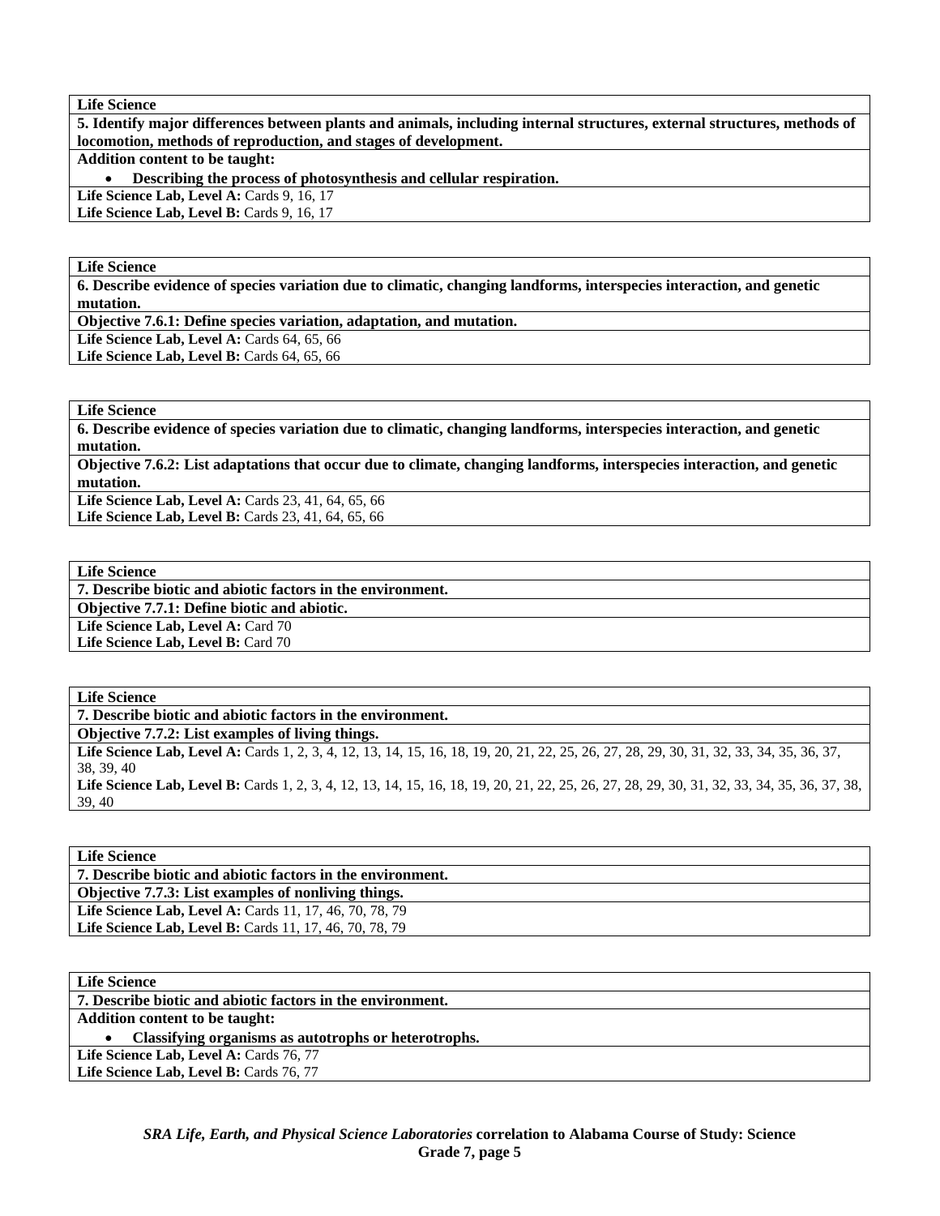**Life Science**

**5. Identify major differences between plants and animals, including internal structures, external structures, methods of locomotion, methods of reproduction, and stages of development.**

**Addition content to be taught:**

- **Describing the process of photosynthesis and cellular respiration.**

**Life Science Lab, Level A:** Cards 9, 16, 17
**Life Science Lab, Level B:** Cards 9, 16, 17

**Life Science**

**6. Describe evidence of species variation due to climatic, changing landforms, interspecies interaction, and genetic mutation.**

**Objective 7.6.1: Define species variation, adaptation, and mutation.**

**Life Science Lab, Level A:** Cards 64, 65, 66
**Life Science Lab, Level B:** Cards 64, 65, 66

**Life Science**

**6. Describe evidence of species variation due to climatic, changing landforms, interspecies interaction, and genetic mutation.**

**Objective 7.6.2: List adaptations that occur due to climate, changing landforms, interspecies interaction, and genetic mutation.**

**Life Science Lab, Level A:** Cards 23, 41, 64, 65, 66
**Life Science Lab, Level B:** Cards 23, 41, 64, 65, 66

**Life Science**

**7. Describe biotic and abiotic factors in the environment.**

**Objective 7.7.1: Define biotic and abiotic.**

**Life Science Lab, Level A:** Card 70
**Life Science Lab, Level B:** Card 70

**Life Science**

**7. Describe biotic and abiotic factors in the environment.**

**Objective 7.7.2: List examples of living things.**

**Life Science Lab, Level A:** Cards 1, 2, 3, 4, 12, 13, 14, 15, 16, 18, 19, 20, 21, 22, 25, 26, 27, 28, 29, 30, 31, 32, 33, 34, 35, 36, 37, 38, 39, 40
**Life Science Lab, Level B:** Cards 1, 2, 3, 4, 12, 13, 14, 15, 16, 18, 19, 20, 21, 22, 25, 26, 27, 28, 29, 30, 31, 32, 33, 34, 35, 36, 37, 38, 39, 40

**Life Science**

**7. Describe biotic and abiotic factors in the environment.**

**Objective 7.7.3: List examples of nonliving things.**

**Life Science Lab, Level A:** Cards 11, 17, 46, 70, 78, 79
**Life Science Lab, Level B:** Cards 11, 17, 46, 70, 78, 79

**Life Science**

**7. Describe biotic and abiotic factors in the environment.**

**Addition content to be taught:**

- **Classifying organisms as autotrophs or heterotrophs.**

**Life Science Lab, Level A:** Cards 76, 77
**Life Science Lab, Level B:** Cards 76, 77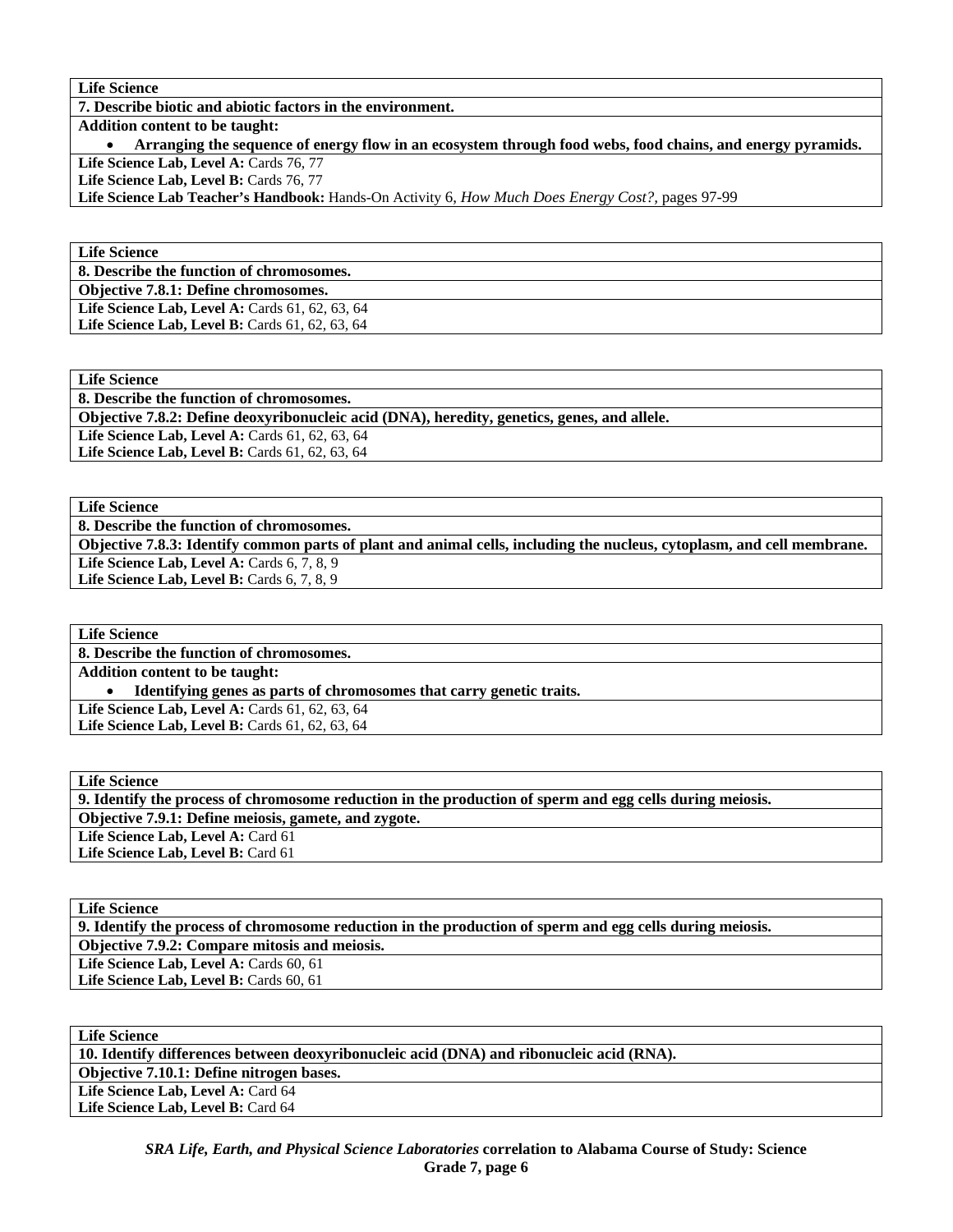**Life Science**

**7. Describe biotic and abiotic factors in the environment.**

**Addition content to be taught:**

- **Arranging the sequence of energy flow in an ecosystem through food webs, food chains, and energy pyramids.**

**Life Science Lab, Level A:** Cards 76, 77
**Life Science Lab, Level B:** Cards 76, 77
**Life Science Lab Teacher's Handbook:** Hands-On Activity 6, *How Much Does Energy Cost?*, pages 97-99

---

**Life Science**

**8. Describe the function of chromosomes.**

**Objective 7.8.1: Define chromosomes.**

**Life Science Lab, Level A:** Cards 61, 62, 63, 64
**Life Science Lab, Level B:** Cards 61, 62, 63, 64

---

**Life Science**

**8. Describe the function of chromosomes.**

**Objective 7.8.2: Define deoxyribonucleic acid (DNA), heredity, genetics, genes, and allele.**

**Life Science Lab, Level A:** Cards 61, 62, 63, 64
**Life Science Lab, Level B:** Cards 61, 62, 63, 64

---

**Life Science**

**8. Describe the function of chromosomes.**

**Objective 7.8.3: Identify common parts of plant and animal cells, including the nucleus, cytoplasm, and cell membrane.**

**Life Science Lab, Level A:** Cards 6, 7, 8, 9
**Life Science Lab, Level B:** Cards 6, 7, 8, 9

---

**Life Science**

**8. Describe the function of chromosomes.**

**Addition content to be taught:**

- **Identifying genes as parts of chromosomes that carry genetic traits.**

**Life Science Lab, Level A:** Cards 61, 62, 63, 64
**Life Science Lab, Level B:** Cards 61, 62, 63, 64

---

**Life Science**

**9. Identify the process of chromosome reduction in the production of sperm and egg cells during meiosis.**

**Objective 7.9.1: Define meiosis, gamete, and zygote.**

**Life Science Lab, Level A:** Card 61
**Life Science Lab, Level B:** Card 61

---

**Life Science**

**9. Identify the process of chromosome reduction in the production of sperm and egg cells during meiosis.**

**Objective 7.9.2: Compare mitosis and meiosis.**

**Life Science Lab, Level A:** Cards 60, 61
**Life Science Lab, Level B:** Cards 60, 61

---

**Life Science**

**10. Identify differences between deoxyribonucleic acid (DNA) and ribonucleic acid (RNA).**

**Objective 7.10.1: Define nitrogen bases.**

**Life Science Lab, Level A:** Card 64
**Life Science Lab, Level B:** Card 64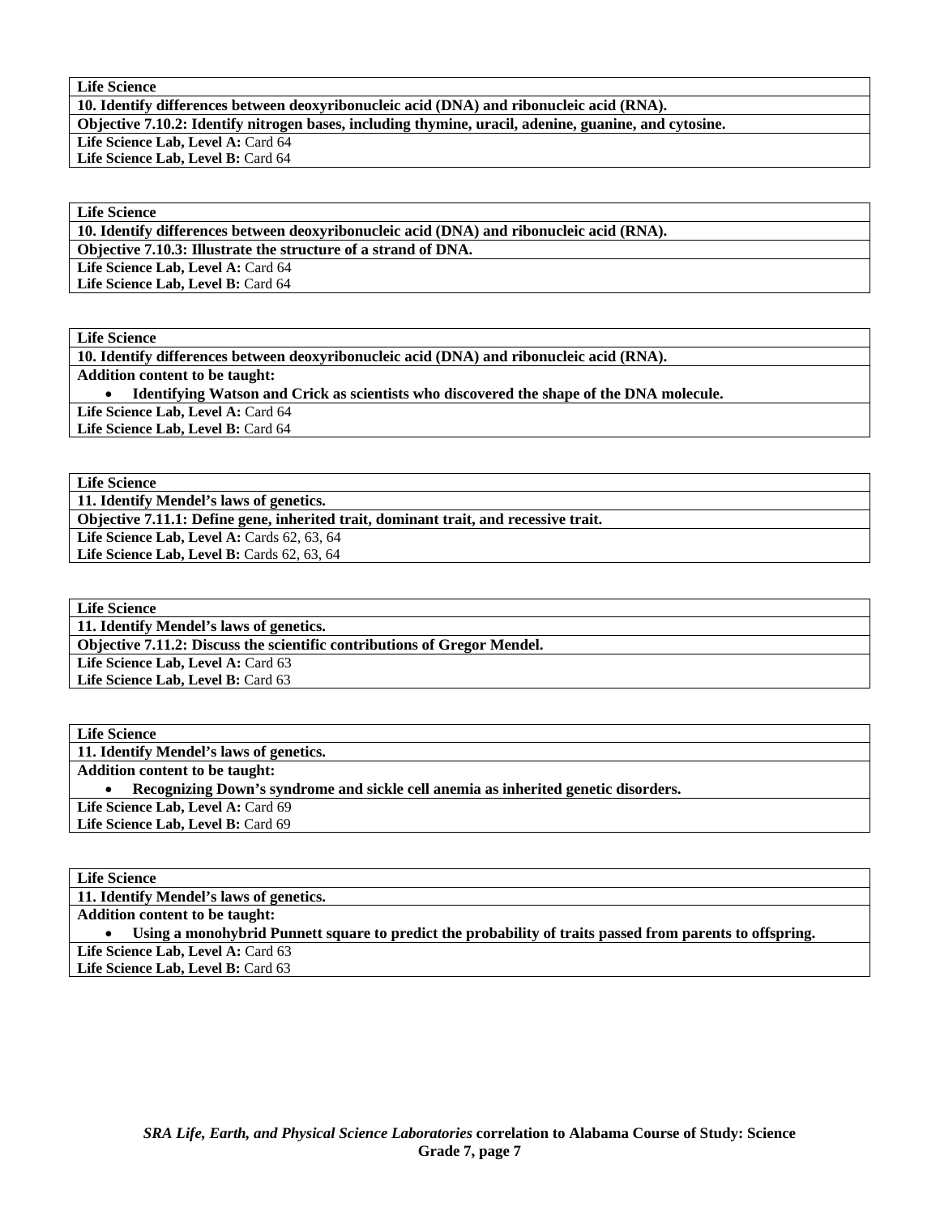| Life Science |
| --- |
| **10. Identify differences between deoxyribonucleic acid (DNA) and ribonucleic acid (RNA).** |
| **Objective 7.10.2: Identify nitrogen bases, including thymine, uracil, adenine, guanine, and cytosine.** |
| **Life Science Lab, Level A:** Card 64<br>**Life Science Lab, Level B:** Card 64 |

| Life Science |
| --- |
| **10. Identify differences between deoxyribonucleic acid (DNA) and ribonucleic acid (RNA).** |
| **Objective 7.10.3: Illustrate the structure of a strand of DNA.** |
| **Life Science Lab, Level A:** Card 64<br>**Life Science Lab, Level B:** Card 64 |

| Life Science |
| --- |
| **10. Identify differences between deoxyribonucleic acid (DNA) and ribonucleic acid (RNA).** |
| **Addition content to be taught:**<br>• **Identifying Watson and Crick as scientists who discovered the shape of the DNA molecule.** |
| **Life Science Lab, Level A:** Card 64<br>**Life Science Lab, Level B:** Card 64 |

| Life Science |
| --- |
| **11. Identify Mendel's laws of genetics.** |
| **Objective 7.11.1: Define gene, inherited trait, dominant trait, and recessive trait.** |
| **Life Science Lab, Level A:** Cards 62, 63, 64<br>**Life Science Lab, Level B:** Cards 62, 63, 64 |

| Life Science |
| --- |
| **11. Identify Mendel's laws of genetics.** |
| **Objective 7.11.2: Discuss the scientific contributions of Gregor Mendel.** |
| **Life Science Lab, Level A:** Card 63<br>**Life Science Lab, Level B:** Card 63 |

| Life Science |
| --- |
| **11. Identify Mendel's laws of genetics.** |
| **Addition content to be taught:**<br>• **Recognizing Down's syndrome and sickle cell anemia as inherited genetic disorders.** |
| **Life Science Lab, Level A:** Card 69<br>**Life Science Lab, Level B:** Card 69 |

| Life Science |
| --- |
| **11. Identify Mendel's laws of genetics.** |
| **Addition content to be taught:**<br>• **Using a monohybrid Punnett square to predict the probability of traits passed from parents to offspring.** |
| **Life Science Lab, Level A:** Card 63<br>**Life Science Lab, Level B:** Card 63 |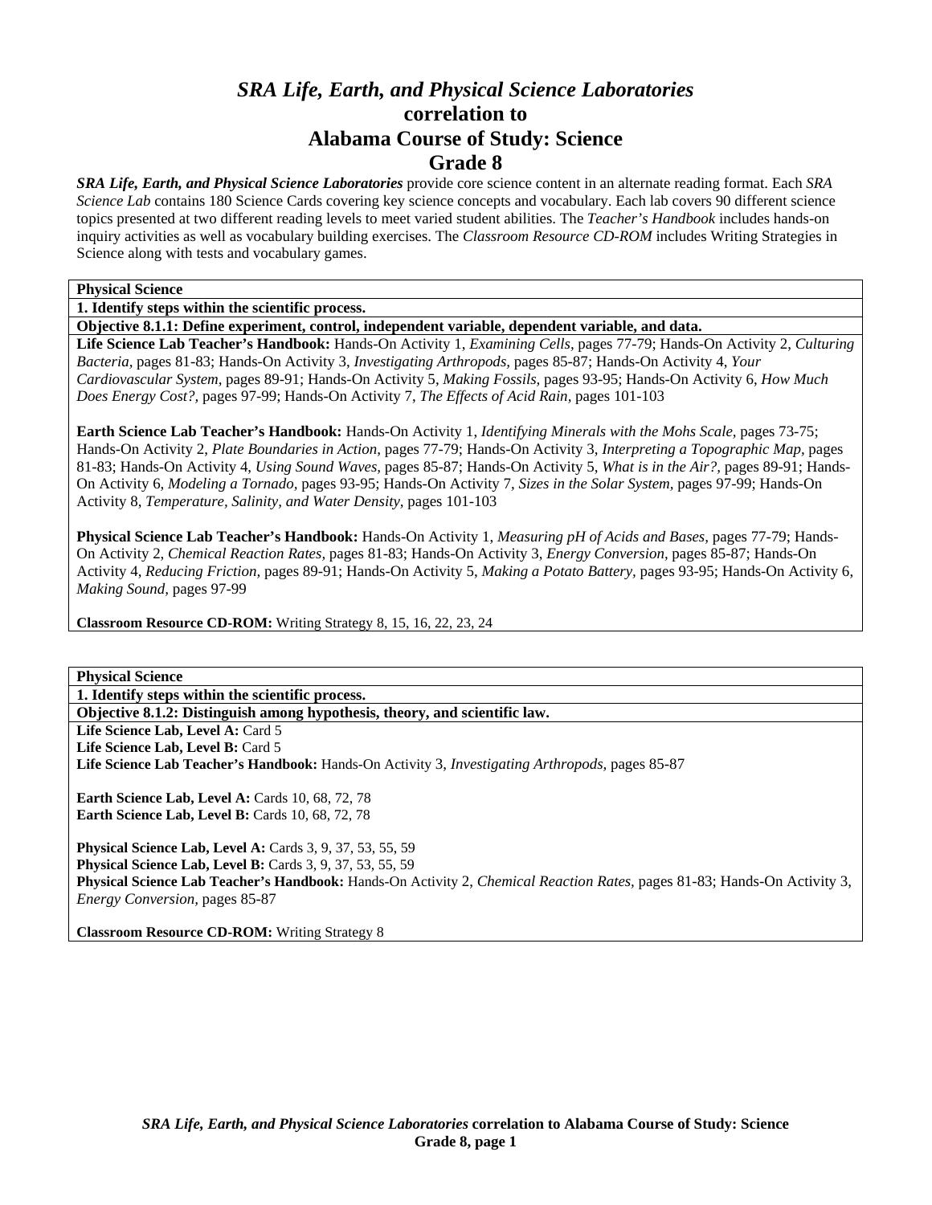# *SRA Life, Earth, and Physical Science Laboratories* correlation to Alabama Course of Study: Science Grade 8

***SRA Life, Earth, and Physical Science Laboratories*** provide core science content in an alternate reading format. Each *SRA Science Lab* contains 180 Science Cards covering key science concepts and vocabulary. Each lab covers 90 different science topics presented at two different reading levels to meet varied student abilities. The *Teacher's Handbook* includes hands-on inquiry activities as well as vocabulary building exercises. The *Classroom Resource CD-ROM* includes Writing Strategies in Science along with tests and vocabulary games.

---

**Physical Science**

**1. Identify steps within the scientific process.**

**Objective 8.1.1: Define experiment, control, independent variable, dependent variable, and data.**

**Life Science Lab Teacher's Handbook:** Hands-On Activity 1, *Examining Cells,* pages 77-79; Hands-On Activity 2, *Culturing Bacteria,* pages 81-83; Hands-On Activity 3, *Investigating Arthropods,* pages 85-87; Hands-On Activity 4, *Your Cardiovascular System,* pages 89-91; Hands-On Activity 5, *Making Fossils,* pages 93-95; Hands-On Activity 6, *How Much Does Energy Cost?,* pages 97-99; Hands-On Activity 7, *The Effects of Acid Rain,* pages 101-103

**Earth Science Lab Teacher's Handbook:** Hands-On Activity 1, *Identifying Minerals with the Mohs Scale,* pages 73-75; Hands-On Activity 2, *Plate Boundaries in Action,* pages 77-79; Hands-On Activity 3, *Interpreting a Topographic Map,* pages 81-83; Hands-On Activity 4, *Using Sound Waves,* pages 85-87; Hands-On Activity 5, *What is in the Air?,* pages 89-91; Hands-On Activity 6, *Modeling a Tornado,* pages 93-95; Hands-On Activity 7, *Sizes in the Solar System,* pages 97-99; Hands-On Activity 8, *Temperature, Salinity, and Water Density,* pages 101-103

**Physical Science Lab Teacher's Handbook:** Hands-On Activity 1, *Measuring pH of Acids and Bases,* pages 77-79; Hands-On Activity 2, *Chemical Reaction Rates,* pages 81-83; Hands-On Activity 3, *Energy Conversion,* pages 85-87; Hands-On Activity 4, *Reducing Friction,* pages 89-91; Hands-On Activity 5, *Making a Potato Battery,* pages 93-95; Hands-On Activity 6, *Making Sound,* pages 97-99

**Classroom Resource CD-ROM:** Writing Strategy 8, 15, 16, 22, 23, 24

---

**Physical Science**

**1. Identify steps within the scientific process.**

**Objective 8.1.2: Distinguish among hypothesis, theory, and scientific law.**

**Life Science Lab, Level A:** Card 5
**Life Science Lab, Level B:** Card 5
**Life Science Lab Teacher's Handbook:** Hands-On Activity 3, *Investigating Arthropods,* pages 85-87

**Earth Science Lab, Level A:** Cards 10, 68, 72, 78
**Earth Science Lab, Level B:** Cards 10, 68, 72, 78

**Physical Science Lab, Level A:** Cards 3, 9, 37, 53, 55, 59
**Physical Science Lab, Level B:** Cards 3, 9, 37, 53, 55, 59
**Physical Science Lab Teacher's Handbook:** Hands-On Activity 2, *Chemical Reaction Rates,* pages 81-83; Hands-On Activity 3, *Energy Conversion,* pages 85-87

**Classroom Resource CD-ROM:** Writing Strategy 8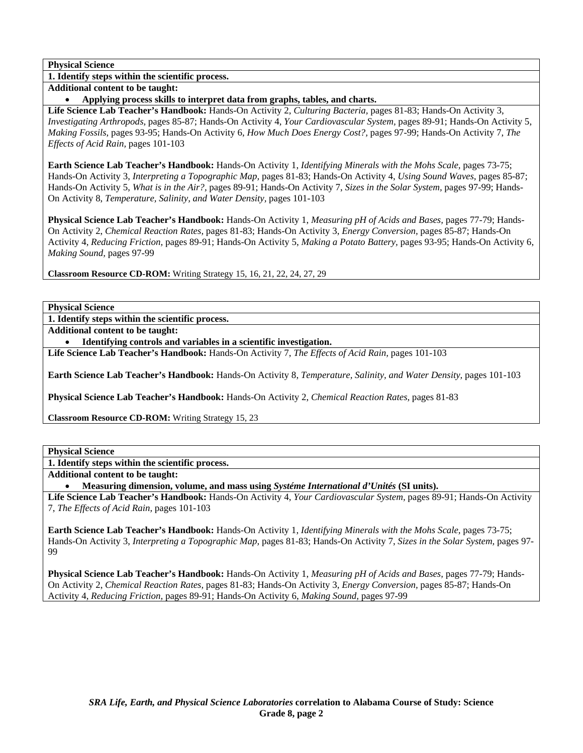**Physical Science**

**1. Identify steps within the scientific process.**

**Additional content to be taught:**

- **Applying process skills to interpret data from graphs, tables, and charts.**

**Life Science Lab Teacher's Handbook:** Hands-On Activity 2, *Culturing Bacteria,* pages 81-83; Hands-On Activity 3, *Investigating Arthropods,* pages 85-87; Hands-On Activity 4, *Your Cardiovascular System,* pages 89-91; Hands-On Activity 5, *Making Fossils,* pages 93-95; Hands-On Activity 6, *How Much Does Energy Cost?,* pages 97-99; Hands-On Activity 7, *The Effects of Acid Rain,* pages 101-103

**Earth Science Lab Teacher's Handbook:** Hands-On Activity 1, *Identifying Minerals with the Mohs Scale,* pages 73-75; Hands-On Activity 3, *Interpreting a Topographic Map,* pages 81-83; Hands-On Activity 4, *Using Sound Waves,* pages 85-87; Hands-On Activity 5, *What is in the Air?,* pages 89-91; Hands-On Activity 7, *Sizes in the Solar System,* pages 97-99; Hands-On Activity 8, *Temperature, Salinity, and Water Density,* pages 101-103

**Physical Science Lab Teacher's Handbook:** Hands-On Activity 1, *Measuring pH of Acids and Bases,* pages 77-79; Hands-On Activity 2, *Chemical Reaction Rates,* pages 81-83; Hands-On Activity 3, *Energy Conversion,* pages 85-87; Hands-On Activity 4, *Reducing Friction,* pages 89-91; Hands-On Activity 5, *Making a Potato Battery,* pages 93-95; Hands-On Activity 6, *Making Sound,* pages 97-99

**Classroom Resource CD-ROM:** Writing Strategy 15, 16, 21, 22, 24, 27, 29

---

**Physical Science**

**1. Identify steps within the scientific process.**

**Additional content to be taught:**

- **Identifying controls and variables in a scientific investigation.**

**Life Science Lab Teacher's Handbook:** Hands-On Activity 7, *The Effects of Acid Rain,* pages 101-103

**Earth Science Lab Teacher's Handbook:** Hands-On Activity 8, *Temperature, Salinity, and Water Density,* pages 101-103

**Physical Science Lab Teacher's Handbook:** Hands-On Activity 2, *Chemical Reaction Rates,* pages 81-83

**Classroom Resource CD-ROM:** Writing Strategy 15, 23

---

**Physical Science**

**1. Identify steps within the scientific process.**

**Additional content to be taught:**

- **Measuring dimension, volume, and mass using *Systéme International d'Unités* (SI units).**

**Life Science Lab Teacher's Handbook:** Hands-On Activity 4, *Your Cardiovascular System,* pages 89-91; Hands-On Activity 7, *The Effects of Acid Rain,* pages 101-103

**Earth Science Lab Teacher's Handbook:** Hands-On Activity 1, *Identifying Minerals with the Mohs Scale,* pages 73-75; Hands-On Activity 3, *Interpreting a Topographic Map,* pages 81-83; Hands-On Activity 7, *Sizes in the Solar System,* pages 97-99

**Physical Science Lab Teacher's Handbook:** Hands-On Activity 1, *Measuring pH of Acids and Bases,* pages 77-79; Hands-On Activity 2, *Chemical Reaction Rates,* pages 81-83; Hands-On Activity 3, *Energy Conversion,* pages 85-87; Hands-On Activity 4, *Reducing Friction,* pages 89-91; Hands-On Activity 6, *Making Sound,* pages 97-99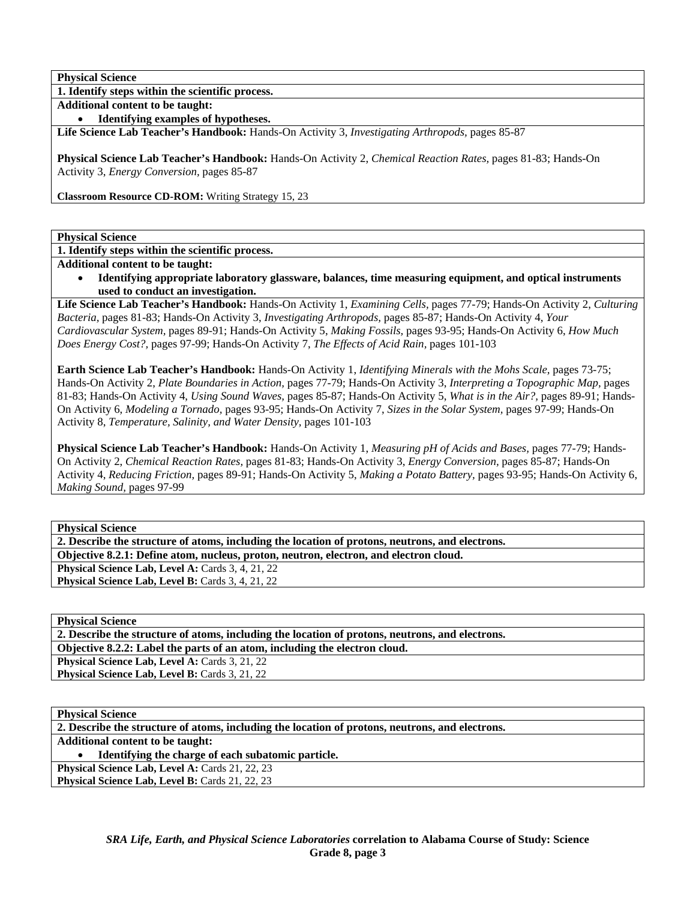**Physical Science**

**1. Identify steps within the scientific process.**

**Additional content to be taught:**

- **Identifying examples of hypotheses.**

**Life Science Lab Teacher's Handbook:** Hands-On Activity 3, *Investigating Arthropods,* pages 85-87

**Physical Science Lab Teacher's Handbook:** Hands-On Activity 2, *Chemical Reaction Rates,* pages 81-83; Hands-On Activity 3, *Energy Conversion,* pages 85-87

**Classroom Resource CD-ROM:** Writing Strategy 15, 23

---

**Physical Science**

**1. Identify steps within the scientific process.**

**Additional content to be taught:**

- **Identifying appropriate laboratory glassware, balances, time measuring equipment, and optical instruments used to conduct an investigation.**

**Life Science Lab Teacher's Handbook:** Hands-On Activity 1, *Examining Cells,* pages 77-79; Hands-On Activity 2, *Culturing Bacteria,* pages 81-83; Hands-On Activity 3, *Investigating Arthropods,* pages 85-87; Hands-On Activity 4, *Your Cardiovascular System,* pages 89-91; Hands-On Activity 5, *Making Fossils,* pages 93-95; Hands-On Activity 6, *How Much Does Energy Cost?,* pages 97-99; Hands-On Activity 7, *The Effects of Acid Rain,* pages 101-103

**Earth Science Lab Teacher's Handbook:** Hands-On Activity 1, *Identifying Minerals with the Mohs Scale,* pages 73-75; Hands-On Activity 2, *Plate Boundaries in Action,* pages 77-79; Hands-On Activity 3, *Interpreting a Topographic Map,* pages 81-83; Hands-On Activity 4, *Using Sound Waves,* pages 85-87; Hands-On Activity 5, *What is in the Air?,* pages 89-91; Hands-On Activity 6, *Modeling a Tornado,* pages 93-95; Hands-On Activity 7, *Sizes in the Solar System,* pages 97-99; Hands-On Activity 8, *Temperature, Salinity, and Water Density,* pages 101-103

**Physical Science Lab Teacher's Handbook:** Hands-On Activity 1, *Measuring pH of Acids and Bases,* pages 77-79; Hands-On Activity 2, *Chemical Reaction Rates,* pages 81-83; Hands-On Activity 3, *Energy Conversion,* pages 85-87; Hands-On Activity 4, *Reducing Friction,* pages 89-91; Hands-On Activity 5, *Making a Potato Battery,* pages 93-95; Hands-On Activity 6, *Making Sound,* pages 97-99

---

**Physical Science**

**2. Describe the structure of atoms, including the location of protons, neutrons, and electrons.**

**Objective 8.2.1: Define atom, nucleus, proton, neutron, electron, and electron cloud.**

**Physical Science Lab, Level A:** Cards 3, 4, 21, 22

**Physical Science Lab, Level B:** Cards 3, 4, 21, 22

---

**Physical Science**

**2. Describe the structure of atoms, including the location of protons, neutrons, and electrons.**

**Objective 8.2.2: Label the parts of an atom, including the electron cloud.**

**Physical Science Lab, Level A:** Cards 3, 21, 22

**Physical Science Lab, Level B:** Cards 3, 21, 22

---

**Physical Science**

**2. Describe the structure of atoms, including the location of protons, neutrons, and electrons.**

**Additional content to be taught:**

- **Identifying the charge of each subatomic particle.**

**Physical Science Lab, Level A:** Cards 21, 22, 23

**Physical Science Lab, Level B:** Cards 21, 22, 23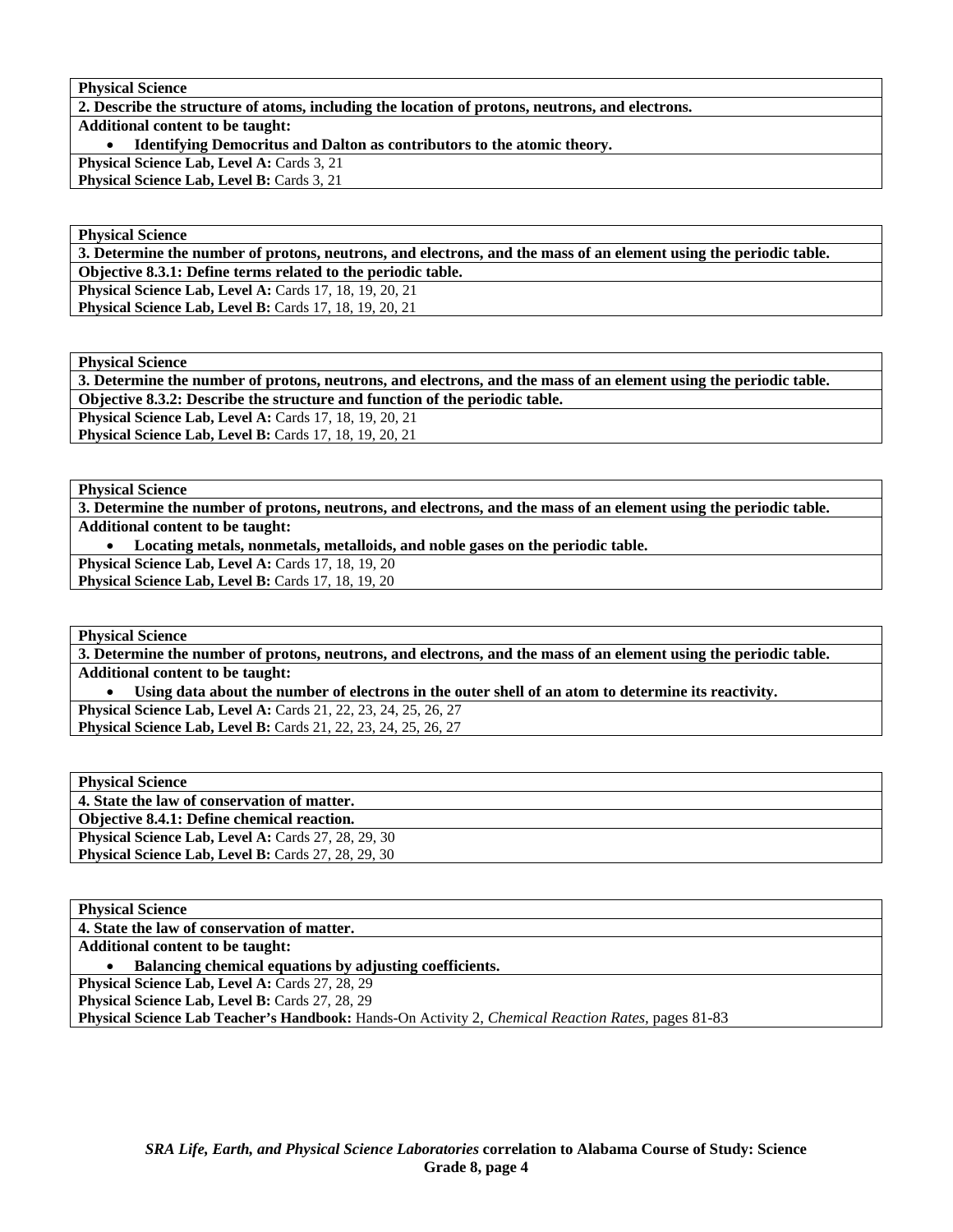| **Physical Science** |
| --- |
| **2. Describe the structure of atoms, including the location of protons, neutrons, and electrons.** |
| **Additional content to be taught:** • **Identifying Democritus and Dalton as contributors to the atomic theory.** |
| **Physical Science Lab, Level A:** Cards 3, 21 **Physical Science Lab, Level B:** Cards 3, 21 |

| **Physical Science** |
| --- |
| **3. Determine the number of protons, neutrons, and electrons, and the mass of an element using the periodic table.** |
| **Objective 8.3.1: Define terms related to the periodic table.** |
| **Physical Science Lab, Level A:** Cards 17, 18, 19, 20, 21 **Physical Science Lab, Level B:** Cards 17, 18, 19, 20, 21 |

| **Physical Science** |
| --- |
| **3. Determine the number of protons, neutrons, and electrons, and the mass of an element using the periodic table.** |
| **Objective 8.3.2: Describe the structure and function of the periodic table.** |
| **Physical Science Lab, Level A:** Cards 17, 18, 19, 20, 21 **Physical Science Lab, Level B:** Cards 17, 18, 19, 20, 21 |

| **Physical Science** |
| --- |
| **3. Determine the number of protons, neutrons, and electrons, and the mass of an element using the periodic table.** |
| **Additional content to be taught:** • **Locating metals, nonmetals, metalloids, and noble gases on the periodic table.** |
| **Physical Science Lab, Level A:** Cards 17, 18, 19, 20 **Physical Science Lab, Level B:** Cards 17, 18, 19, 20 |

| **Physical Science** |
| --- |
| **3. Determine the number of protons, neutrons, and electrons, and the mass of an element using the periodic table.** |
| **Additional content to be taught:** • **Using data about the number of electrons in the outer shell of an atom to determine its reactivity.** |
| **Physical Science Lab, Level A:** Cards 21, 22, 23, 24, 25, 26, 27 **Physical Science Lab, Level B:** Cards 21, 22, 23, 24, 25, 26, 27 |

| **Physical Science** |
| --- |
| **4. State the law of conservation of matter.** |
| **Objective 8.4.1: Define chemical reaction.** |
| **Physical Science Lab, Level A:** Cards 27, 28, 29, 30 **Physical Science Lab, Level B:** Cards 27, 28, 29, 30 |

| **Physical Science** |
| --- |
| **4. State the law of conservation of matter.** |
| **Additional content to be taught:** • **Balancing chemical equations by adjusting coefficients.** |
| **Physical Science Lab, Level A:** Cards 27, 28, 29 **Physical Science Lab, Level B:** Cards 27, 28, 29 **Physical Science Lab Teacher's Handbook:** Hands-On Activity 2, *Chemical Reaction Rates*, pages 81-83 |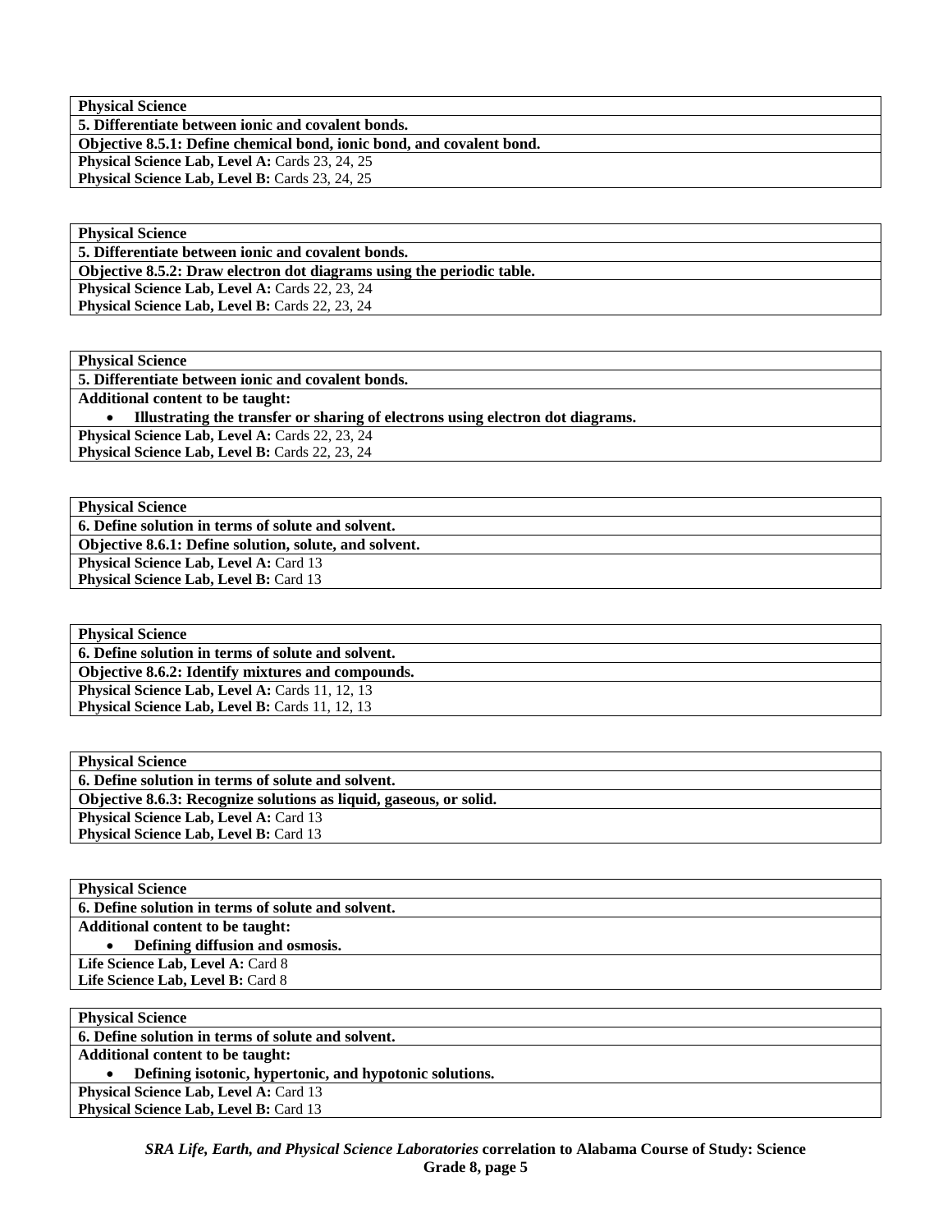| **Physical Science** |
|---|
| **5. Differentiate between ionic and covalent bonds.** |
| **Objective 8.5.1: Define chemical bond, ionic bond, and covalent bond.** |
| **Physical Science Lab, Level A:** Cards 23, 24, 25 |
| **Physical Science Lab, Level B:** Cards 23, 24, 25 |

| **Physical Science** |
|---|
| **5. Differentiate between ionic and covalent bonds.** |
| **Objective 8.5.2: Draw electron dot diagrams using the periodic table.** |
| **Physical Science Lab, Level A:** Cards 22, 23, 24 |
| **Physical Science Lab, Level B:** Cards 22, 23, 24 |

| **Physical Science** |
|---|
| **5. Differentiate between ionic and covalent bonds.** |
| **Additional content to be taught:** |
| • **Illustrating the transfer or sharing of electrons using electron dot diagrams.** |
| **Physical Science Lab, Level A:** Cards 22, 23, 24 |
| **Physical Science Lab, Level B:** Cards 22, 23, 24 |

| **Physical Science** |
|---|
| **6. Define solution in terms of solute and solvent.** |
| **Objective 8.6.1: Define solution, solute, and solvent.** |
| **Physical Science Lab, Level A:** Card 13 |
| **Physical Science Lab, Level B:** Card 13 |

| **Physical Science** |
|---|
| **6. Define solution in terms of solute and solvent.** |
| **Objective 8.6.2: Identify mixtures and compounds.** |
| **Physical Science Lab, Level A:** Cards 11, 12, 13 |
| **Physical Science Lab, Level B:** Cards 11, 12, 13 |

| **Physical Science** |
|---|
| **6. Define solution in terms of solute and solvent.** |
| **Objective 8.6.3: Recognize solutions as liquid, gaseous, or solid.** |
| **Physical Science Lab, Level A:** Card 13 |
| **Physical Science Lab, Level B:** Card 13 |

| **Physical Science** |
|---|
| **6. Define solution in terms of solute and solvent.** |
| **Additional content to be taught:** |
| • **Defining diffusion and osmosis.** |
| **Life Science Lab, Level A:** Card 8 |
| **Life Science Lab, Level B:** Card 8 |

| **Physical Science** |
|---|
| **6. Define solution in terms of solute and solvent.** |
| **Additional content to be taught:** |
| • **Defining isotonic, hypertonic, and hypotonic solutions.** |
| **Physical Science Lab, Level A:** Card 13 |
| **Physical Science Lab, Level B:** Card 13 |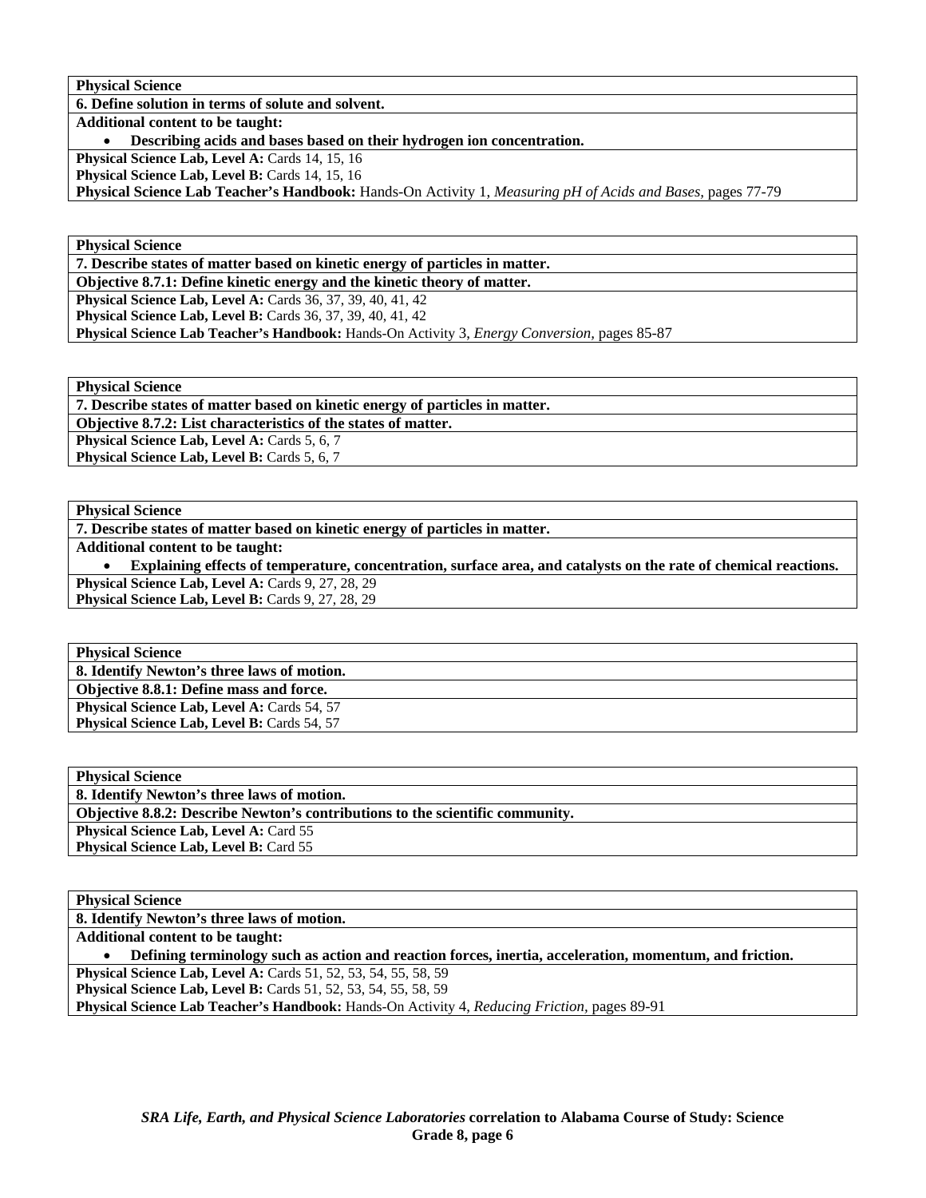| **Physical Science** |
|---|
| **6. Define solution in terms of solute and solvent.** |
| **Additional content to be taught:**<br>• **Describing acids and bases based on their hydrogen ion concentration.** |
| **Physical Science Lab, Level A:** Cards 14, 15, 16<br>**Physical Science Lab, Level B:** Cards 14, 15, 16<br>**Physical Science Lab Teacher's Handbook:** Hands-On Activity 1, *Measuring pH of Acids and Bases,* pages 77-79 |

| **Physical Science** |
|---|
| **7. Describe states of matter based on kinetic energy of particles in matter.** |
| **Objective 8.7.1: Define kinetic energy and the kinetic theory of matter.** |
| **Physical Science Lab, Level A:** Cards 36, 37, 39, 40, 41, 42<br>**Physical Science Lab, Level B:** Cards 36, 37, 39, 40, 41, 42<br>**Physical Science Lab Teacher's Handbook:** Hands-On Activity 3, *Energy Conversion,* pages 85-87 |

| **Physical Science** |
|---|
| **7. Describe states of matter based on kinetic energy of particles in matter.** |
| **Objective 8.7.2: List characteristics of the states of matter.** |
| **Physical Science Lab, Level A:** Cards 5, 6, 7<br>**Physical Science Lab, Level B:** Cards 5, 6, 7 |

| **Physical Science** |
|---|
| **7. Describe states of matter based on kinetic energy of particles in matter.** |
| **Additional content to be taught:**<br>• **Explaining effects of temperature, concentration, surface area, and catalysts on the rate of chemical reactions.** |
| **Physical Science Lab, Level A:** Cards 9, 27, 28, 29<br>**Physical Science Lab, Level B:** Cards 9, 27, 28, 29 |

| **Physical Science** |
|---|
| **8. Identify Newton's three laws of motion.** |
| **Objective 8.8.1: Define mass and force.** |
| **Physical Science Lab, Level A:** Cards 54, 57<br>**Physical Science Lab, Level B:** Cards 54, 57 |

| **Physical Science** |
|---|
| **8. Identify Newton's three laws of motion.** |
| **Objective 8.8.2: Describe Newton's contributions to the scientific community.** |
| **Physical Science Lab, Level A:** Card 55<br>**Physical Science Lab, Level B:** Card 55 |

| **Physical Science** |
|---|
| **8. Identify Newton's three laws of motion.** |
| **Additional content to be taught:**<br>• **Defining terminology such as action and reaction forces, inertia, acceleration, momentum, and friction.** |
| **Physical Science Lab, Level A:** Cards 51, 52, 53, 54, 55, 58, 59<br>**Physical Science Lab, Level B:** Cards 51, 52, 53, 54, 55, 58, 59<br>**Physical Science Lab Teacher's Handbook:** Hands-On Activity 4, *Reducing Friction,* pages 89-91 |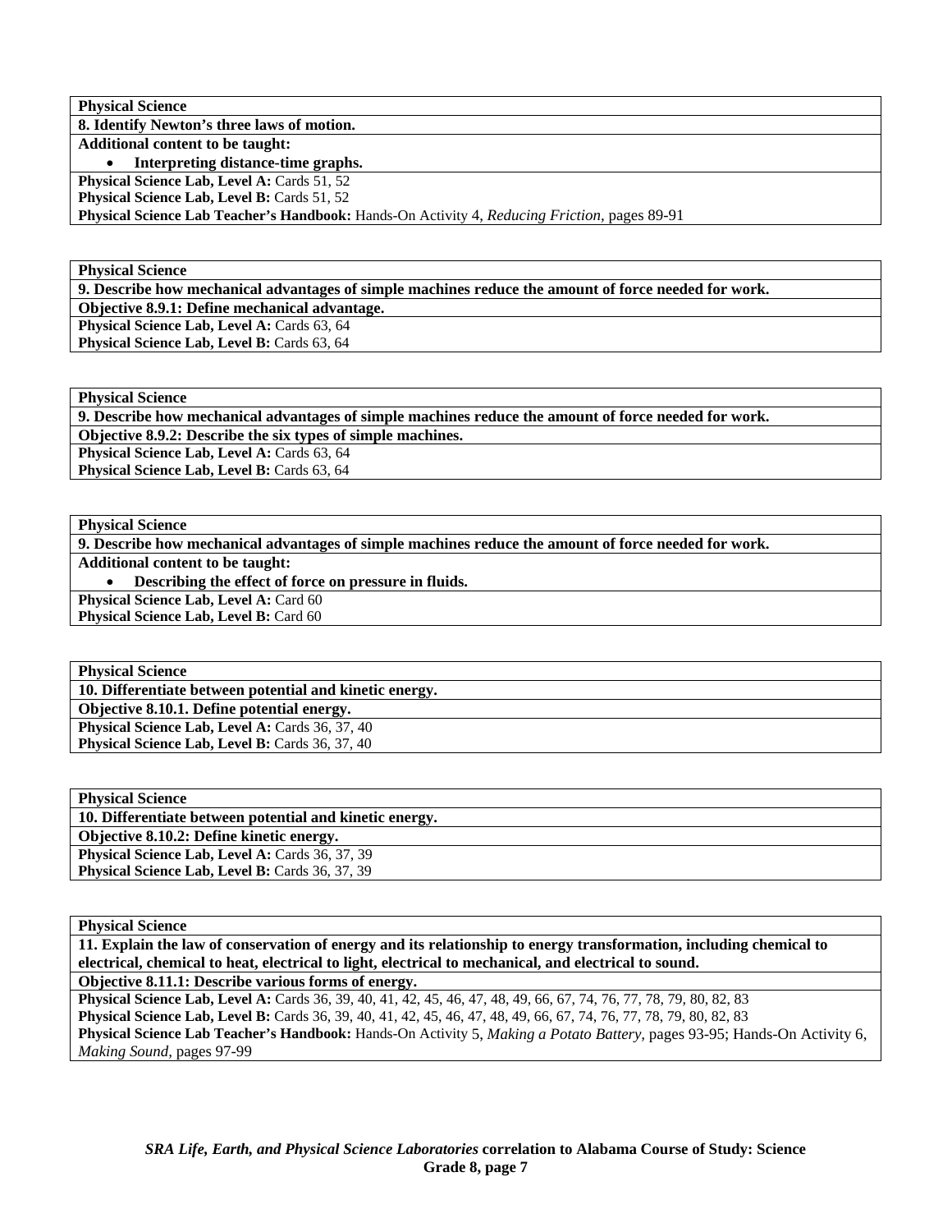**Physical Science**

**8. Identify Newton's three laws of motion.**

**Additional content to be taught:**

- **Interpreting distance-time graphs.**

**Physical Science Lab, Level A:** Cards 51, 52
**Physical Science Lab, Level B:** Cards 51, 52
**Physical Science Lab Teacher's Handbook:** Hands-On Activity 4, *Reducing Friction,* pages 89-91

**Physical Science**

**9. Describe how mechanical advantages of simple machines reduce the amount of force needed for work.**

**Objective 8.9.1: Define mechanical advantage.**

**Physical Science Lab, Level A:** Cards 63, 64
**Physical Science Lab, Level B:** Cards 63, 64

**Physical Science**

**9. Describe how mechanical advantages of simple machines reduce the amount of force needed for work.**

**Objective 8.9.2: Describe the six types of simple machines.**

**Physical Science Lab, Level A:** Cards 63, 64
**Physical Science Lab, Level B:** Cards 63, 64

**Physical Science**

**9. Describe how mechanical advantages of simple machines reduce the amount of force needed for work.**

**Additional content to be taught:**

- **Describing the effect of force on pressure in fluids.**

**Physical Science Lab, Level A:** Card 60
**Physical Science Lab, Level B:** Card 60

**Physical Science**

**10. Differentiate between potential and kinetic energy.**

**Objective 8.10.1. Define potential energy.**

**Physical Science Lab, Level A:** Cards 36, 37, 40
**Physical Science Lab, Level B:** Cards 36, 37, 40

**Physical Science**

**10. Differentiate between potential and kinetic energy.**

**Objective 8.10.2: Define kinetic energy.**

**Physical Science Lab, Level A:** Cards 36, 37, 39
**Physical Science Lab, Level B:** Cards 36, 37, 39

**Physical Science**

**11. Explain the law of conservation of energy and its relationship to energy transformation, including chemical to electrical, chemical to heat, electrical to light, electrical to mechanical, and electrical to sound.**

**Objective 8.11.1: Describe various forms of energy.**

**Physical Science Lab, Level A:** Cards 36, 39, 40, 41, 42, 45, 46, 47, 48, 49, 66, 67, 74, 76, 77, 78, 79, 80, 82, 83
**Physical Science Lab, Level B:** Cards 36, 39, 40, 41, 42, 45, 46, 47, 48, 49, 66, 67, 74, 76, 77, 78, 79, 80, 82, 83
**Physical Science Lab Teacher's Handbook:** Hands-On Activity 5, *Making a Potato Battery,* pages 93-95; Hands-On Activity 6, *Making Sound,* pages 97-99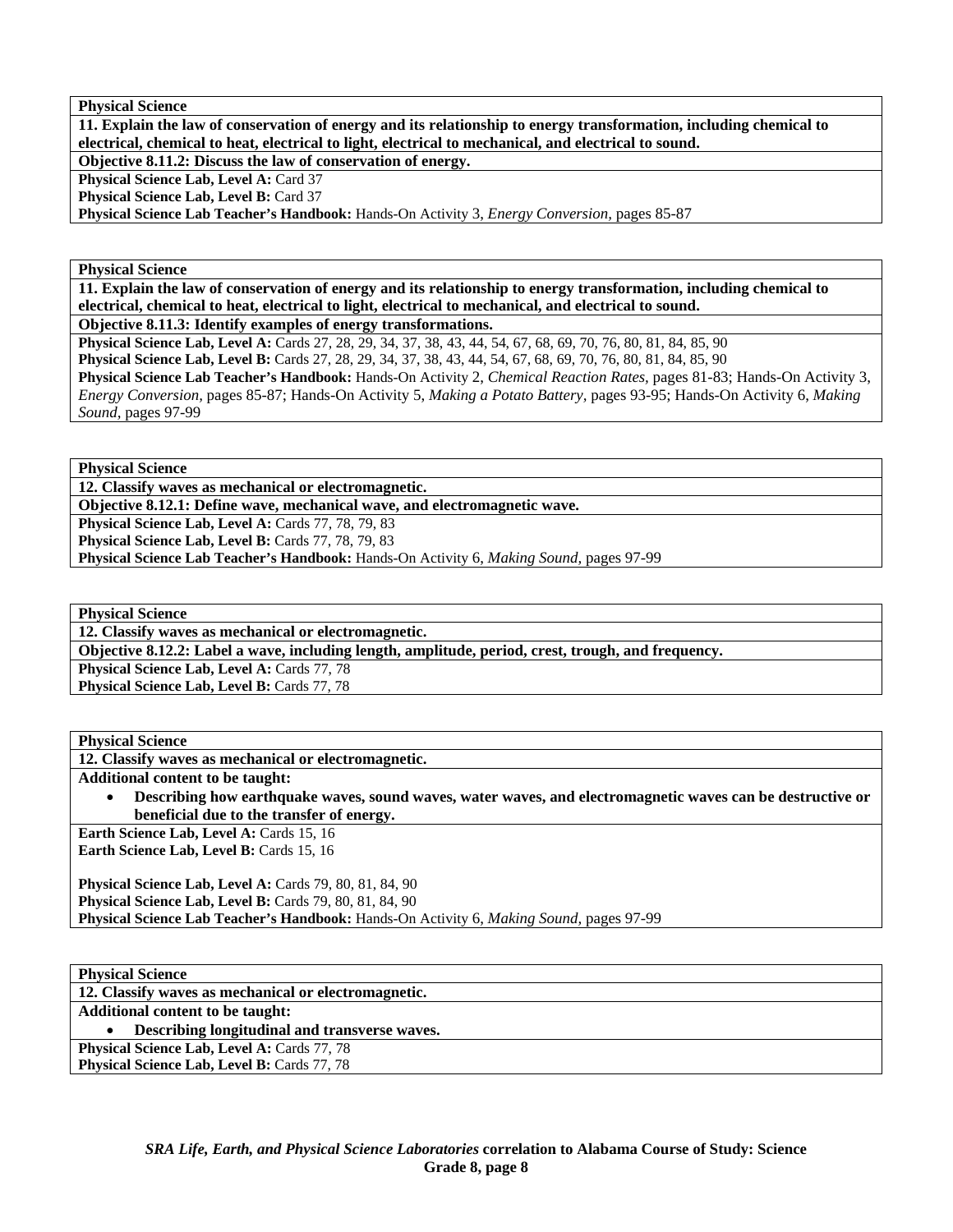**Physical Science**

**11. Explain the law of conservation of energy and its relationship to energy transformation, including chemical to electrical, chemical to heat, electrical to light, electrical to mechanical, and electrical to sound.**

**Objective 8.11.2: Discuss the law of conservation of energy.**

**Physical Science Lab, Level A:** Card 37
**Physical Science Lab, Level B:** Card 37
**Physical Science Lab Teacher's Handbook:** Hands-On Activity 3, *Energy Conversion,* pages 85-87

**Physical Science**

**11. Explain the law of conservation of energy and its relationship to energy transformation, including chemical to electrical, chemical to heat, electrical to light, electrical to mechanical, and electrical to sound.**

**Objective 8.11.3: Identify examples of energy transformations.**

**Physical Science Lab, Level A:** Cards 27, 28, 29, 34, 37, 38, 43, 44, 54, 67, 68, 69, 70, 76, 80, 81, 84, 85, 90
**Physical Science Lab, Level B:** Cards 27, 28, 29, 34, 37, 38, 43, 44, 54, 67, 68, 69, 70, 76, 80, 81, 84, 85, 90
**Physical Science Lab Teacher's Handbook:** Hands-On Activity 2, *Chemical Reaction Rates,* pages 81-83; Hands-On Activity 3, *Energy Conversion,* pages 85-87; Hands-On Activity 5, *Making a Potato Battery,* pages 93-95; Hands-On Activity 6, *Making Sound,* pages 97-99

**Physical Science**

**12. Classify waves as mechanical or electromagnetic.**

**Objective 8.12.1: Define wave, mechanical wave, and electromagnetic wave.**

**Physical Science Lab, Level A:** Cards 77, 78, 79, 83
**Physical Science Lab, Level B:** Cards 77, 78, 79, 83
**Physical Science Lab Teacher's Handbook:** Hands-On Activity 6, *Making Sound,* pages 97-99

**Physical Science**

**12. Classify waves as mechanical or electromagnetic.**

**Objective 8.12.2: Label a wave, including length, amplitude, period, crest, trough, and frequency.**

**Physical Science Lab, Level A:** Cards 77, 78
**Physical Science Lab, Level B:** Cards 77, 78

**Physical Science**

**12. Classify waves as mechanical or electromagnetic.**

**Additional content to be taught:**

- **Describing how earthquake waves, sound waves, water waves, and electromagnetic waves can be destructive or beneficial due to the transfer of energy.**

**Earth Science Lab, Level A:** Cards 15, 16
**Earth Science Lab, Level B:** Cards 15, 16

**Physical Science Lab, Level A:** Cards 79, 80, 81, 84, 90
**Physical Science Lab, Level B:** Cards 79, 80, 81, 84, 90
**Physical Science Lab Teacher's Handbook:** Hands-On Activity 6, *Making Sound,* pages 97-99

**Physical Science**

**12. Classify waves as mechanical or electromagnetic.**

**Additional content to be taught:**

- **Describing longitudinal and transverse waves.**

**Physical Science Lab, Level A:** Cards 77, 78
**Physical Science Lab, Level B:** Cards 77, 78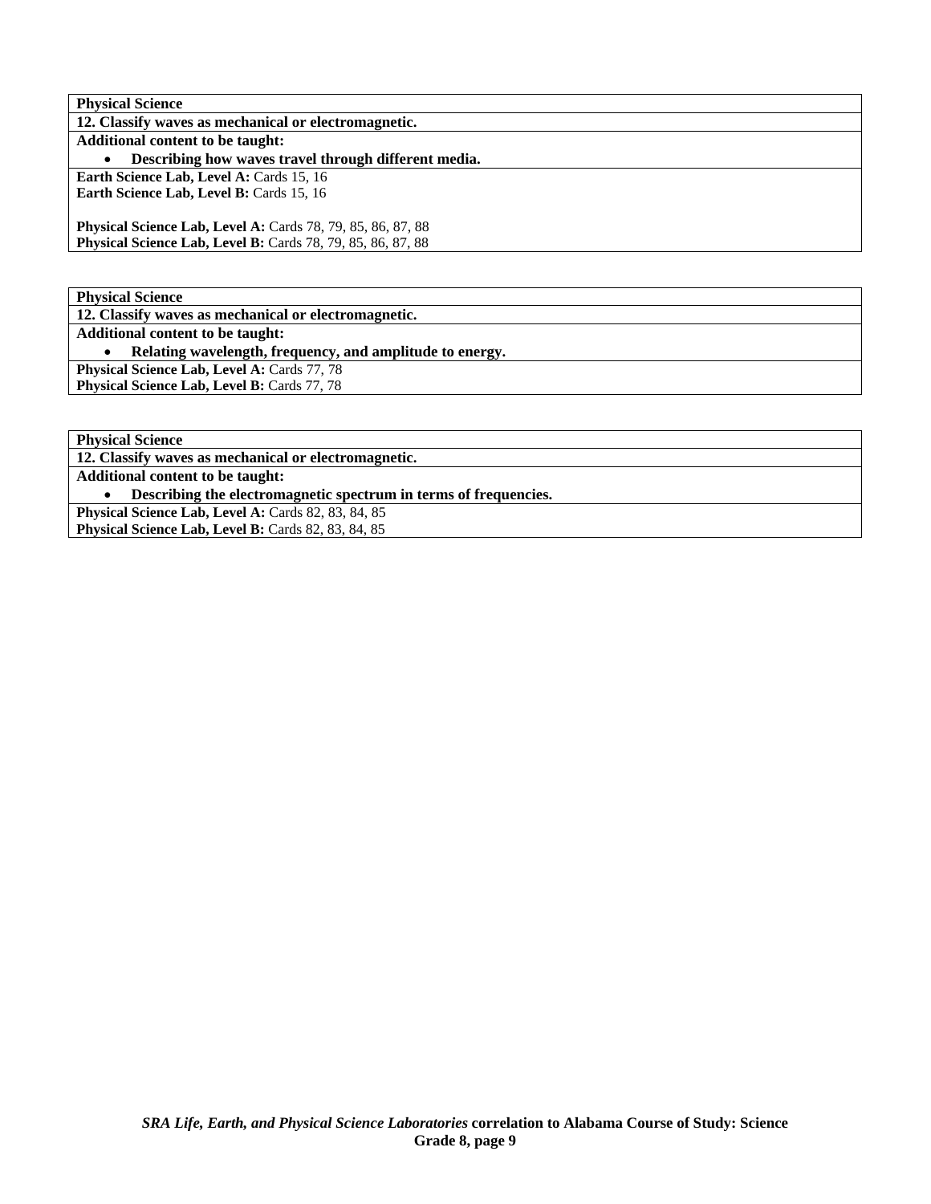| **Physical Science** |
|---|
| **12. Classify waves as mechanical or electromagnetic.** |
| **Additional content to be taught:** |
| • **Describing how waves travel through different media.** |
| **Earth Science Lab, Level A:** Cards 15, 16<br>**Earth Science Lab, Level B:** Cards 15, 16<br><br>**Physical Science Lab, Level A:** Cards 78, 79, 85, 86, 87, 88<br>**Physical Science Lab, Level B:** Cards 78, 79, 85, 86, 87, 88 |

| **Physical Science** |
|---|
| **12. Classify waves as mechanical or electromagnetic.** |
| **Additional content to be taught:** |
| • **Relating wavelength, frequency, and amplitude to energy.** |
| **Physical Science Lab, Level A:** Cards 77, 78<br>**Physical Science Lab, Level B:** Cards 77, 78 |

| **Physical Science** |
|---|
| **12. Classify waves as mechanical or electromagnetic.** |
| **Additional content to be taught:** |
| • **Describing the electromagnetic spectrum in terms of frequencies.** |
| **Physical Science Lab, Level A:** Cards 82, 83, 84, 85<br>**Physical Science Lab, Level B:** Cards 82, 83, 84, 85 |